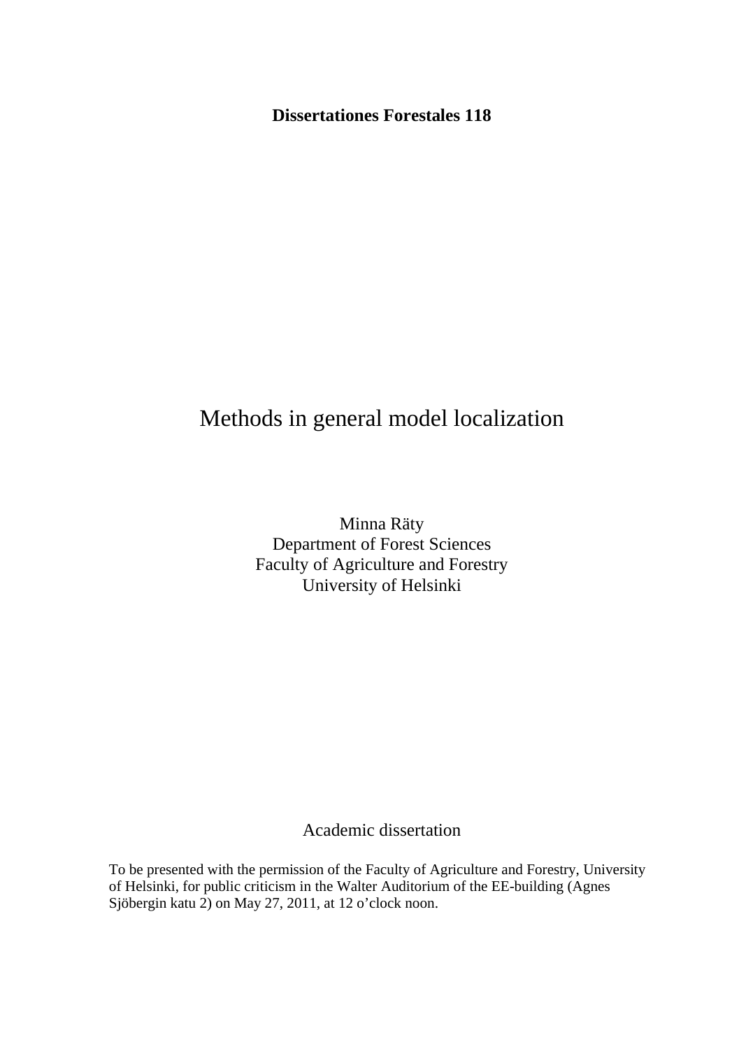**Dissertationes Forestales 118**

# Methods in general model localization

Minna Räty  
Department of Forest Sciences  
Faculty of Agriculture and Forestry  
University of Helsinki

Academic dissertation

To be presented with the permission of the Faculty of Agriculture and Forestry, University of Helsinki, for public criticism in the Walter Auditorium of the EE-building (Agnes Sjöbergin katu 2) on May 27, 2011, at 12 o'clock noon.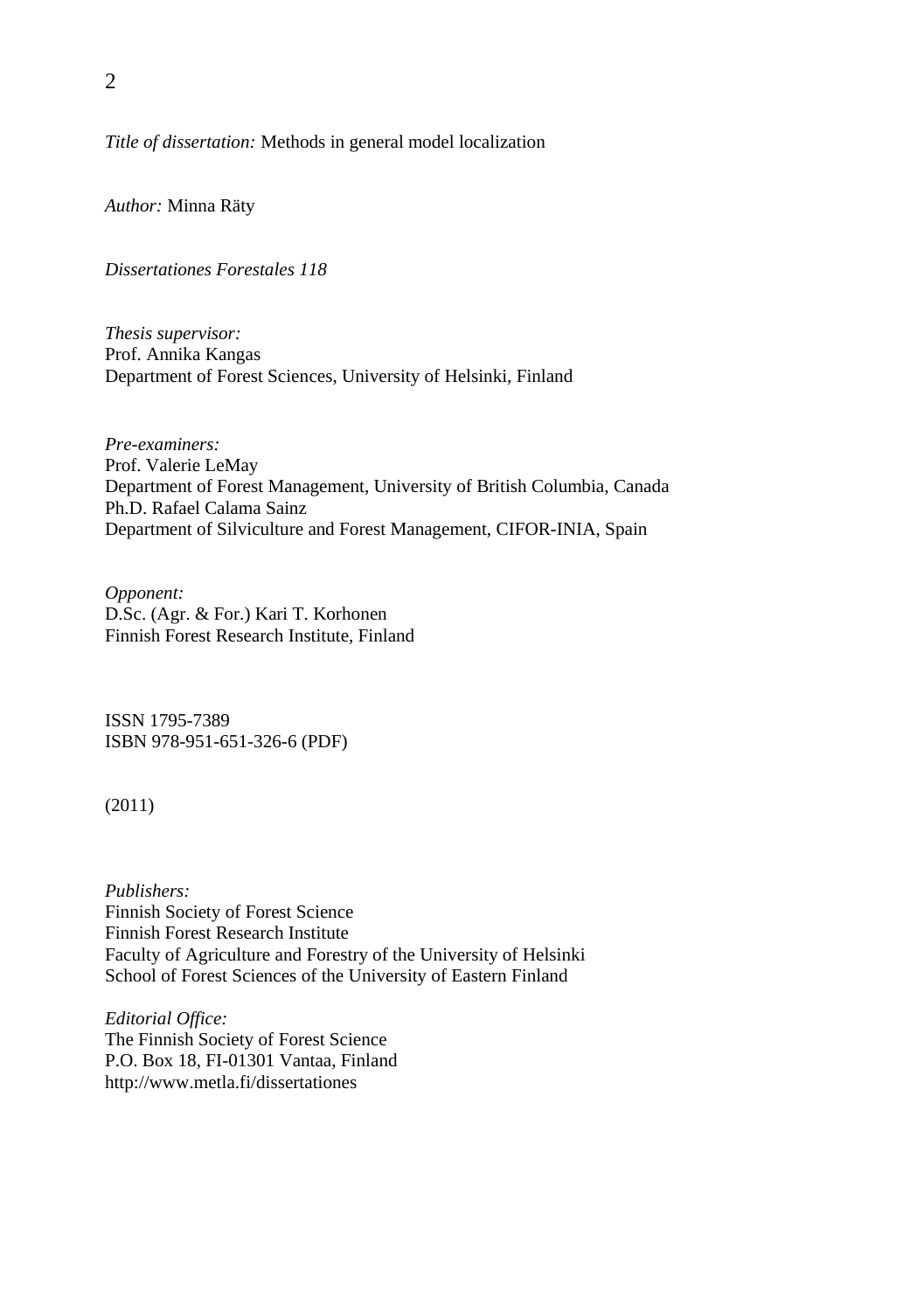*Title of dissertation:* Methods in general model localization

*Author:* Minna Räty

*Dissertationes Forestales 118*

*Thesis supervisor:*
Prof. Annika Kangas
Department of Forest Sciences, University of Helsinki, Finland

*Pre-examiners:*
Prof. Valerie LeMay
Department of Forest Management, University of British Columbia, Canada
Ph.D. Rafael Calama Sainz
Department of Silviculture and Forest Management, CIFOR-INIA, Spain

*Opponent:*
D.Sc. (Agr. & For.) Kari T. Korhonen
Finnish Forest Research Institute, Finland

ISSN 1795-7389
ISBN 978-951-651-326-6 (PDF)

(2011)

*Publishers:*
Finnish Society of Forest Science
Finnish Forest Research Institute
Faculty of Agriculture and Forestry of the University of Helsinki
School of Forest Sciences of the University of Eastern Finland

*Editorial Office:*
The Finnish Society of Forest Science
P.O. Box 18, FI-01301 Vantaa, Finland
http://www.metla.fi/dissertationes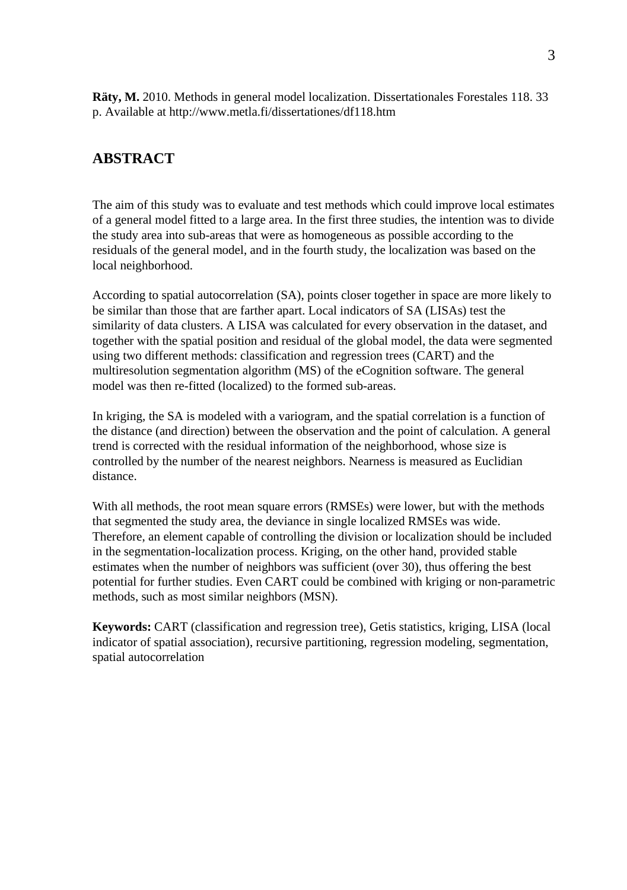**Räty, M.** 2010. Methods in general model localization. Dissertationales Forestales 118. 33 p. Available at http://www.metla.fi/dissertationes/df118.htm

## ABSTRACT

The aim of this study was to evaluate and test methods which could improve local estimates of a general model fitted to a large area. In the first three studies, the intention was to divide the study area into sub-areas that were as homogeneous as possible according to the residuals of the general model, and in the fourth study, the localization was based on the local neighborhood.

According to spatial autocorrelation (SA), points closer together in space are more likely to be similar than those that are farther apart. Local indicators of SA (LISAs) test the similarity of data clusters. A LISA was calculated for every observation in the dataset, and together with the spatial position and residual of the global model, the data were segmented using two different methods: classification and regression trees (CART) and the multiresolution segmentation algorithm (MS) of the eCognition software. The general model was then re-fitted (localized) to the formed sub-areas.

In kriging, the SA is modeled with a variogram, and the spatial correlation is a function of the distance (and direction) between the observation and the point of calculation. A general trend is corrected with the residual information of the neighborhood, whose size is controlled by the number of the nearest neighbors. Nearness is measured as Euclidian distance.

With all methods, the root mean square errors (RMSEs) were lower, but with the methods that segmented the study area, the deviance in single localized RMSEs was wide. Therefore, an element capable of controlling the division or localization should be included in the segmentation-localization process. Kriging, on the other hand, provided stable estimates when the number of neighbors was sufficient (over 30), thus offering the best potential for further studies. Even CART could be combined with kriging or non-parametric methods, such as most similar neighbors (MSN).

**Keywords:** CART (classification and regression tree), Getis statistics, kriging, LISA (local indicator of spatial association), recursive partitioning, regression modeling, segmentation, spatial autocorrelation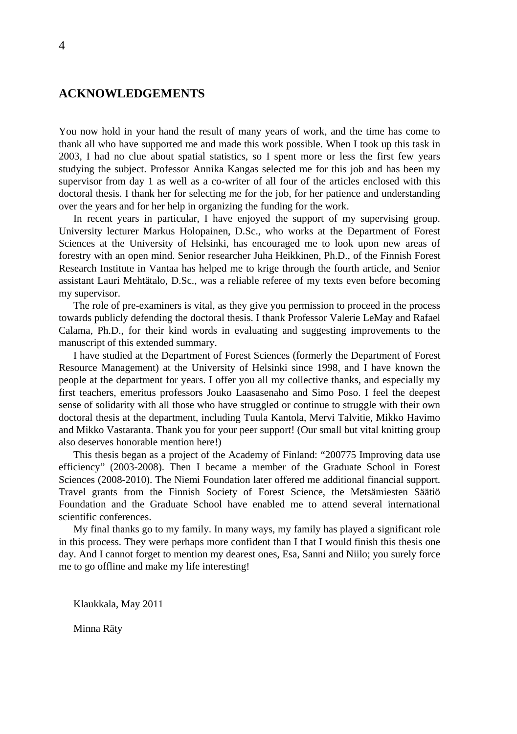# ACKNOWLEDGEMENTS

You now hold in your hand the result of many years of work, and the time has come to thank all who have supported me and made this work possible. When I took up this task in 2003, I had no clue about spatial statistics, so I spent more or less the first few years studying the subject. Professor Annika Kangas selected me for this job and has been my supervisor from day 1 as well as a co-writer of all four of the articles enclosed with this doctoral thesis. I thank her for selecting me for the job, for her patience and understanding over the years and for her help in organizing the funding for the work.

In recent years in particular, I have enjoyed the support of my supervising group. University lecturer Markus Holopainen, D.Sc., who works at the Department of Forest Sciences at the University of Helsinki, has encouraged me to look upon new areas of forestry with an open mind. Senior researcher Juha Heikkinen, Ph.D., of the Finnish Forest Research Institute in Vantaa has helped me to krige through the fourth article, and Senior assistant Lauri Mehtätalo, D.Sc., was a reliable referee of my texts even before becoming my supervisor.

The role of pre-examiners is vital, as they give you permission to proceed in the process towards publicly defending the doctoral thesis. I thank Professor Valerie LeMay and Rafael Calama, Ph.D., for their kind words in evaluating and suggesting improvements to the manuscript of this extended summary.

I have studied at the Department of Forest Sciences (formerly the Department of Forest Resource Management) at the University of Helsinki since 1998, and I have known the people at the department for years. I offer you all my collective thanks, and especially my first teachers, emeritus professors Jouko Laasasenaho and Simo Poso. I feel the deepest sense of solidarity with all those who have struggled or continue to struggle with their own doctoral thesis at the department, including Tuula Kantola, Mervi Talvitie, Mikko Havimo and Mikko Vastaranta. Thank you for your peer support! (Our small but vital knitting group also deserves honorable mention here!)

This thesis began as a project of the Academy of Finland: "200775 Improving data use efficiency" (2003-2008). Then I became a member of the Graduate School in Forest Sciences (2008-2010). The Niemi Foundation later offered me additional financial support. Travel grants from the Finnish Society of Forest Science, the Metsämiesten Säätiö Foundation and the Graduate School have enabled me to attend several international scientific conferences.

My final thanks go to my family. In many ways, my family has played a significant role in this process. They were perhaps more confident than I that I would finish this thesis one day. And I cannot forget to mention my dearest ones, Esa, Sanni and Niilo; you surely force me to go offline and make my life interesting!

Klaukkala, May 2011

Minna Räty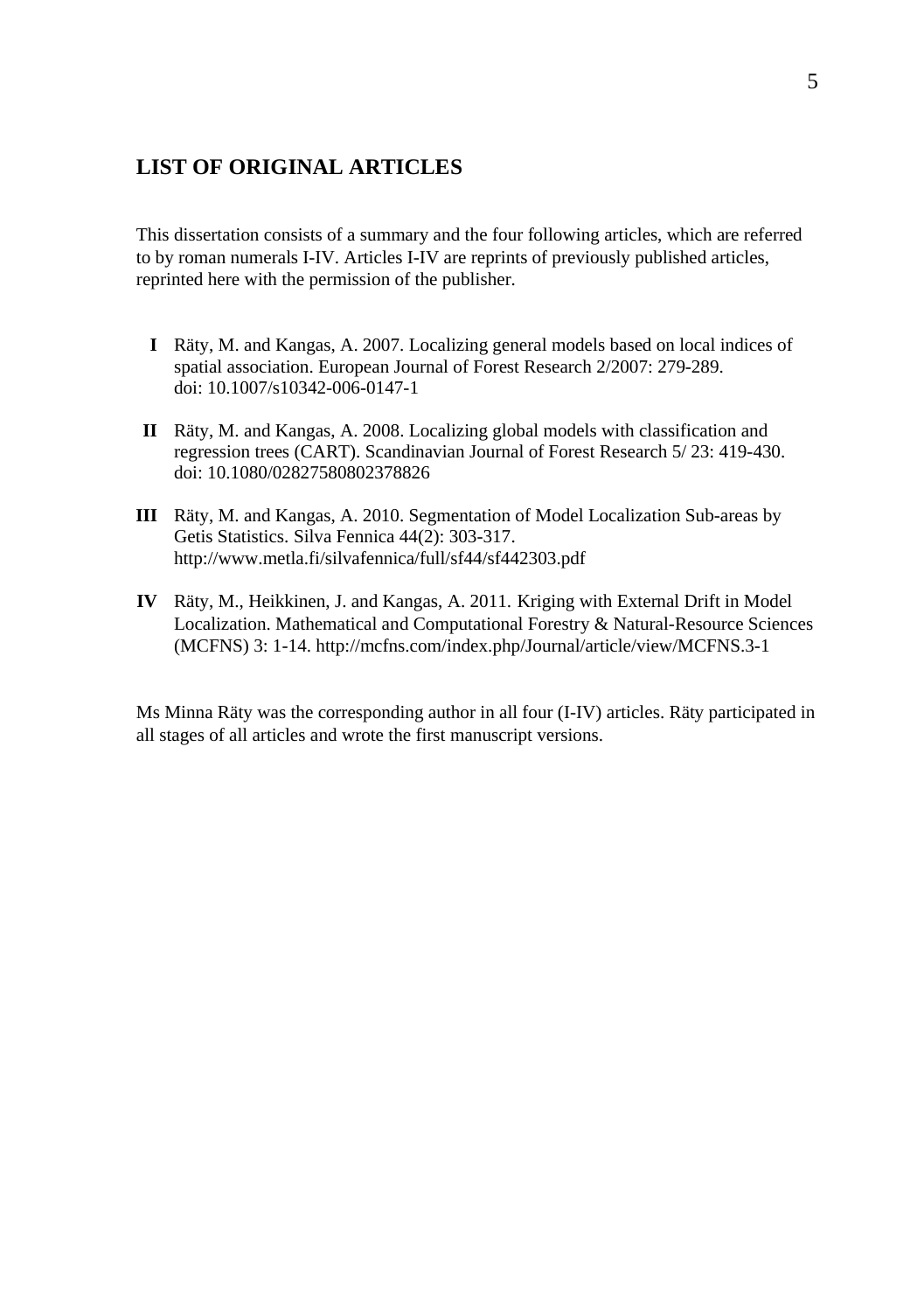## LIST OF ORIGINAL ARTICLES

This dissertation consists of a summary and the four following articles, which are referred to by roman numerals I-IV. Articles I-IV are reprints of previously published articles, reprinted here with the permission of the publisher.

**I** Räty, M. and Kangas, A. 2007. Localizing general models based on local indices of spatial association. European Journal of Forest Research 2/2007: 279-289. doi: 10.1007/s10342-006-0147-1

**II** Räty, M. and Kangas, A. 2008. Localizing global models with classification and regression trees (CART). Scandinavian Journal of Forest Research 5/ 23: 419-430. doi: 10.1080/02827580802378826

**III** Räty, M. and Kangas, A. 2010. Segmentation of Model Localization Sub-areas by Getis Statistics. Silva Fennica 44(2): 303-317. http://www.metla.fi/silvafennica/full/sf44/sf442303.pdf

**IV** Räty, M., Heikkinen, J. and Kangas, A. 2011. Kriging with External Drift in Model Localization. Mathematical and Computational Forestry & Natural-Resource Sciences (MCFNS) 3: 1-14. http://mcfns.com/index.php/Journal/article/view/MCFNS.3-1

Ms Minna Räty was the corresponding author in all four (I-IV) articles. Räty participated in all stages of all articles and wrote the first manuscript versions.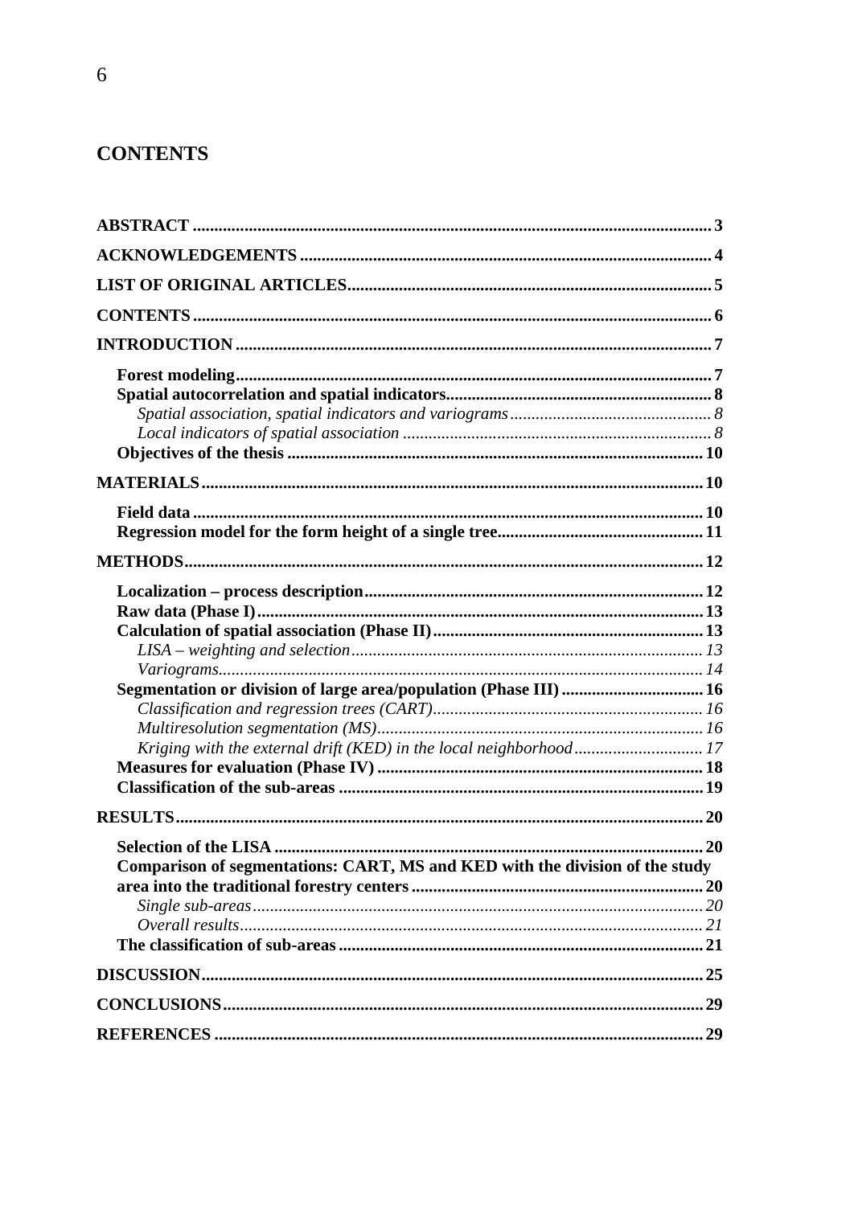## CONTENTS

**ABSTRACT** ........ 3
**ACKNOWLEDGEMENTS** ........ 4
**LIST OF ORIGINAL ARTICLES** ........ 5
**CONTENTS** ........ 6
**INTRODUCTION** ........ 7

- **Forest modeling** ........ 7
- **Spatial autocorrelation and spatial indicators** ........ 8
  - *Spatial association, spatial indicators and variograms* ........ 8
  - *Local indicators of spatial association* ........ 8
- **Objectives of the thesis** ........ 10

**MATERIALS** ........ 10

- **Field data** ........ 10
- **Regression model for the form height of a single tree** ........ 11

**METHODS** ........ 12

- **Localization – process description** ........ 12
- **Raw data (Phase I)** ........ 13
- **Calculation of spatial association (Phase II)** ........ 13
  - *LISA – weighting and selection* ........ 13
  - *Variograms* ........ 14
- **Segmentation or division of large area/population (Phase III)** ........ 16
  - *Classification and regression trees (CART)* ........ 16
  - *Multiresolution segmentation (MS)* ........ 16
  - *Kriging with the external drift (KED) in the local neighborhood* ........ 17
- **Measures for evaluation (Phase IV)** ........ 18
- **Classification of the sub-areas** ........ 19

**RESULTS** ........ 20

- **Selection of the LISA** ........ 20
- **Comparison of segmentations: CART, MS and KED with the division of the study area into the traditional forestry centers** ........ 20
  - *Single sub-areas* ........ 20
  - *Overall results* ........ 21
- **The classification of sub-areas** ........ 21

**DISCUSSION** ........ 25
**CONCLUSIONS** ........ 29
**REFERENCES** ........ 29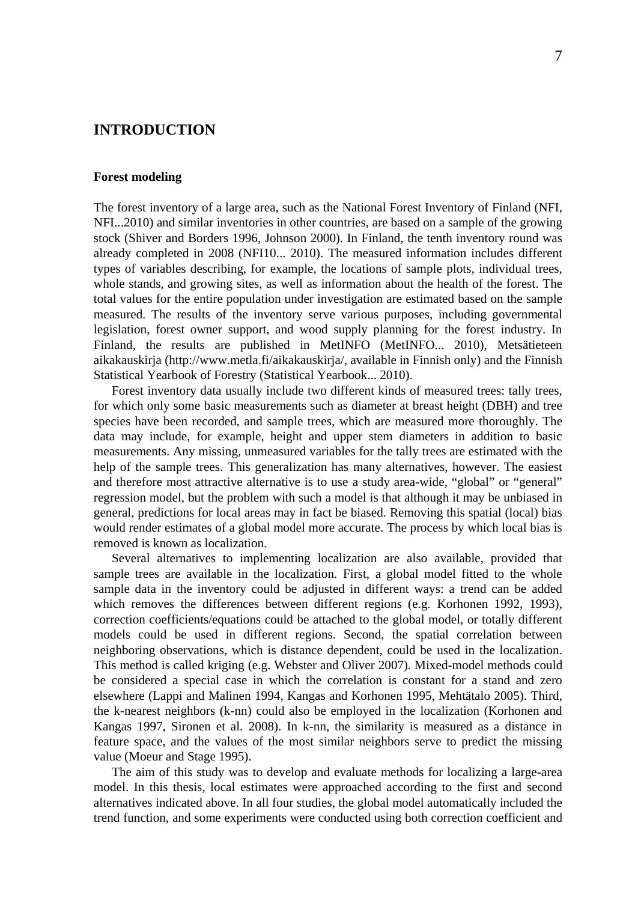# INTRODUCTION

### Forest modeling

The forest inventory of a large area, such as the National Forest Inventory of Finland (NFI, NFI...2010) and similar inventories in other countries, are based on a sample of the growing stock (Shiver and Borders 1996, Johnson 2000). In Finland, the tenth inventory round was already completed in 2008 (NFI10... 2010). The measured information includes different types of variables describing, for example, the locations of sample plots, individual trees, whole stands, and growing sites, as well as information about the health of the forest. The total values for the entire population under investigation are estimated based on the sample measured. The results of the inventory serve various purposes, including governmental legislation, forest owner support, and wood supply planning for the forest industry. In Finland, the results are published in MetINFO (MetINFO... 2010), Metsätieteen aikakauskirja (http://www.metla.fi/aikakauskirja/, available in Finnish only) and the Finnish Statistical Yearbook of Forestry (Statistical Yearbook... 2010).

Forest inventory data usually include two different kinds of measured trees: tally trees, for which only some basic measurements such as diameter at breast height (DBH) and tree species have been recorded, and sample trees, which are measured more thoroughly. The data may include, for example, height and upper stem diameters in addition to basic measurements. Any missing, unmeasured variables for the tally trees are estimated with the help of the sample trees. This generalization has many alternatives, however. The easiest and therefore most attractive alternative is to use a study area-wide, "global" or "general" regression model, but the problem with such a model is that although it may be unbiased in general, predictions for local areas may in fact be biased. Removing this spatial (local) bias would render estimates of a global model more accurate. The process by which local bias is removed is known as localization.

Several alternatives to implementing localization are also available, provided that sample trees are available in the localization. First, a global model fitted to the whole sample data in the inventory could be adjusted in different ways: a trend can be added which removes the differences between different regions (e.g. Korhonen 1992, 1993), correction coefficients/equations could be attached to the global model, or totally different models could be used in different regions. Second, the spatial correlation between neighboring observations, which is distance dependent, could be used in the localization. This method is called kriging (e.g. Webster and Oliver 2007). Mixed-model methods could be considered a special case in which the correlation is constant for a stand and zero elsewhere (Lappi and Malinen 1994, Kangas and Korhonen 1995, Mehtätalo 2005). Third, the k-nearest neighbors (k-nn) could also be employed in the localization (Korhonen and Kangas 1997, Sironen et al. 2008). In k-nn, the similarity is measured as a distance in feature space, and the values of the most similar neighbors serve to predict the missing value (Moeur and Stage 1995).

The aim of this study was to develop and evaluate methods for localizing a large-area model. In this thesis, local estimates were approached according to the first and second alternatives indicated above. In all four studies, the global model automatically included the trend function, and some experiments were conducted using both correction coefficient and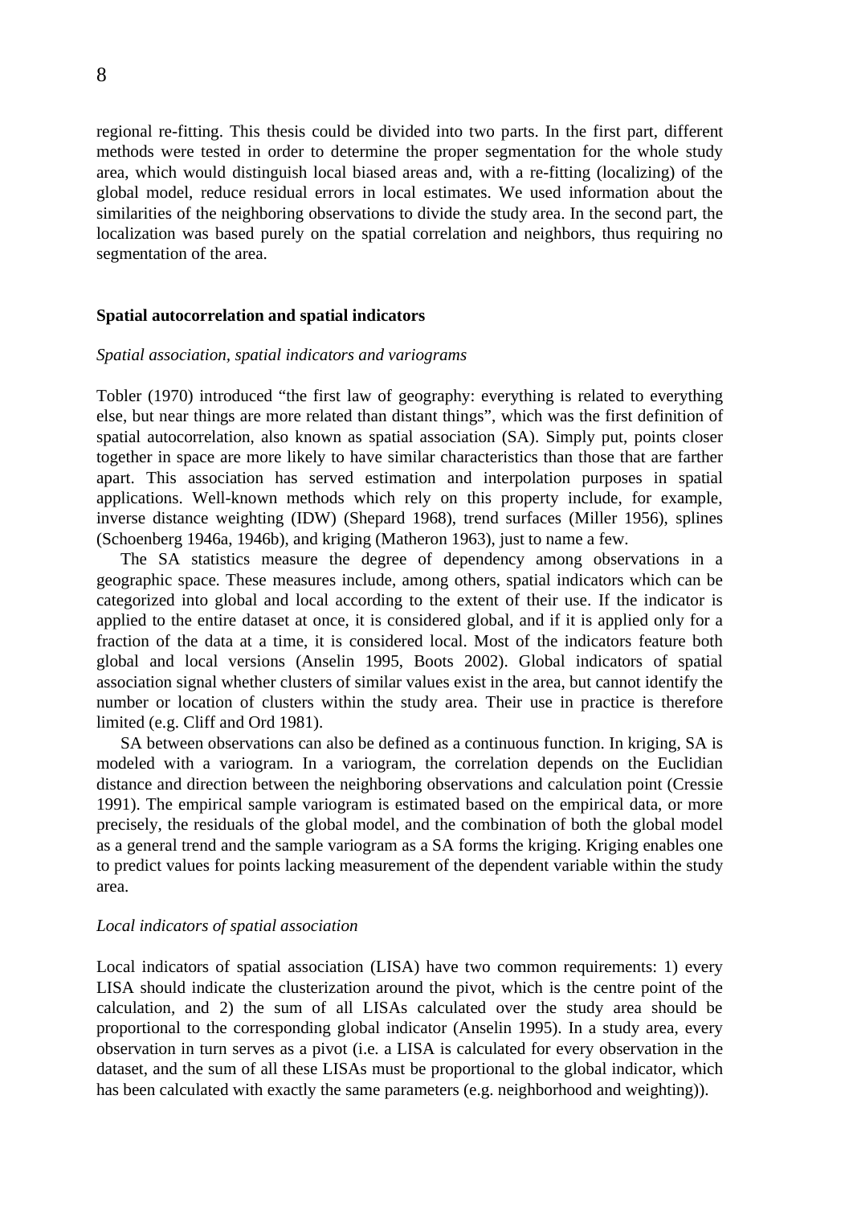regional re-fitting. This thesis could be divided into two parts. In the first part, different methods were tested in order to determine the proper segmentation for the whole study area, which would distinguish local biased areas and, with a re-fitting (localizing) of the global model, reduce residual errors in local estimates. We used information about the similarities of the neighboring observations to divide the study area. In the second part, the localization was based purely on the spatial correlation and neighbors, thus requiring no segmentation of the area.

## Spatial autocorrelation and spatial indicators

### *Spatial association, spatial indicators and variograms*

Tobler (1970) introduced "the first law of geography: everything is related to everything else, but near things are more related than distant things", which was the first definition of spatial autocorrelation, also known as spatial association (SA). Simply put, points closer together in space are more likely to have similar characteristics than those that are farther apart. This association has served estimation and interpolation purposes in spatial applications. Well-known methods which rely on this property include, for example, inverse distance weighting (IDW) (Shepard 1968), trend surfaces (Miller 1956), splines (Schoenberg 1946a, 1946b), and kriging (Matheron 1963), just to name a few.

The SA statistics measure the degree of dependency among observations in a geographic space. These measures include, among others, spatial indicators which can be categorized into global and local according to the extent of their use. If the indicator is applied to the entire dataset at once, it is considered global, and if it is applied only for a fraction of the data at a time, it is considered local. Most of the indicators feature both global and local versions (Anselin 1995, Boots 2002). Global indicators of spatial association signal whether clusters of similar values exist in the area, but cannot identify the number or location of clusters within the study area. Their use in practice is therefore limited (e.g. Cliff and Ord 1981).

SA between observations can also be defined as a continuous function. In kriging, SA is modeled with a variogram. In a variogram, the correlation depends on the Euclidian distance and direction between the neighboring observations and calculation point (Cressie 1991). The empirical sample variogram is estimated based on the empirical data, or more precisely, the residuals of the global model, and the combination of both the global model as a general trend and the sample variogram as a SA forms the kriging. Kriging enables one to predict values for points lacking measurement of the dependent variable within the study area.

### *Local indicators of spatial association*

Local indicators of spatial association (LISA) have two common requirements: 1) every LISA should indicate the clusterization around the pivot, which is the centre point of the calculation, and 2) the sum of all LISAs calculated over the study area should be proportional to the corresponding global indicator (Anselin 1995). In a study area, every observation in turn serves as a pivot (i.e. a LISA is calculated for every observation in the dataset, and the sum of all these LISAs must be proportional to the global indicator, which has been calculated with exactly the same parameters (e.g. neighborhood and weighting)).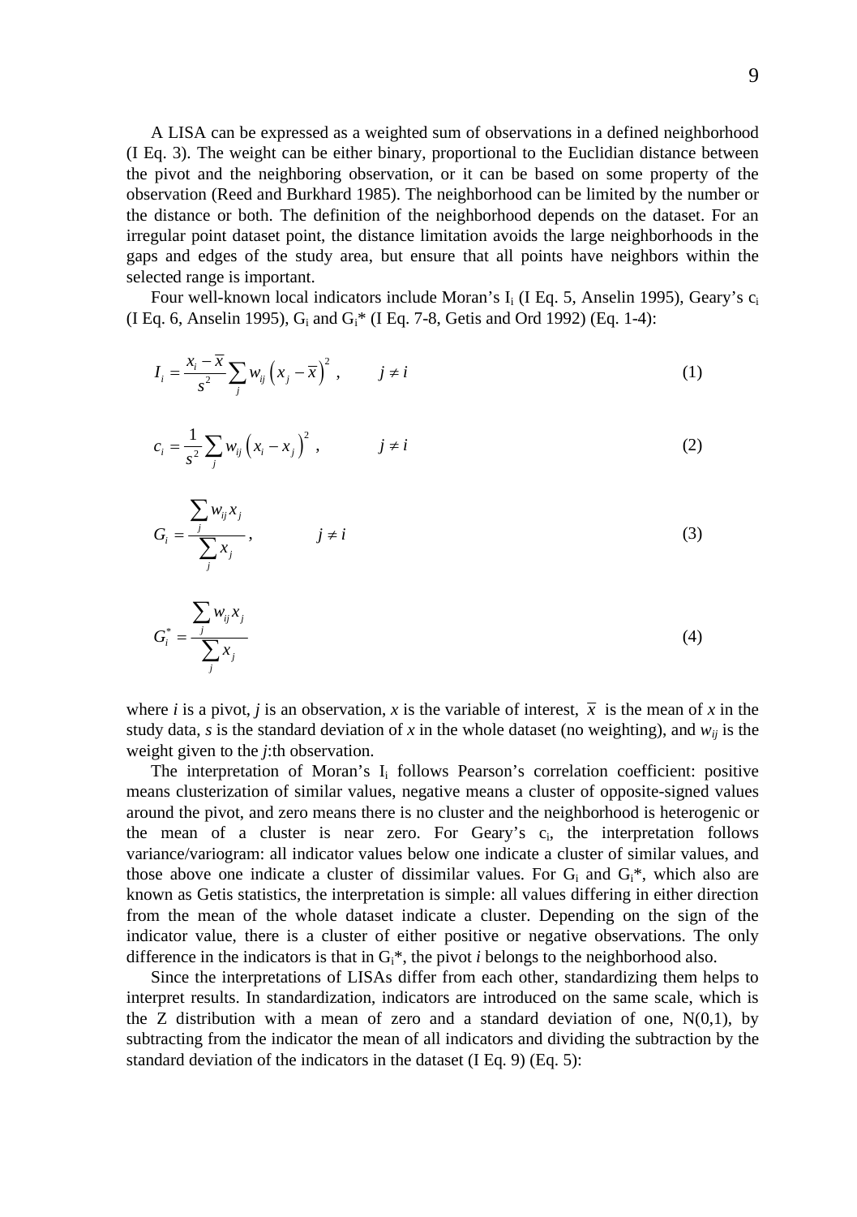A LISA can be expressed as a weighted sum of observations in a defined neighborhood (I Eq. 3). The weight can be either binary, proportional to the Euclidian distance between the pivot and the neighboring observation, or it can be based on some property of the observation (Reed and Burkhard 1985). The neighborhood can be limited by the number or the distance or both. The definition of the neighborhood depends on the dataset. For an irregular point dataset point, the distance limitation avoids the large neighborhoods in the gaps and edges of the study area, but ensure that all points have neighbors within the selected range is important.

Four well-known local indicators include Moran's $I_i$ (I Eq. 5, Anselin 1995), Geary's $c_i$ (I Eq. 6, Anselin 1995), $G_i$ and $G_i$* (I Eq. 7-8, Getis and Ord 1992) (Eq. 1-4):

$$I_i = \frac{x_i - \overline{x}}{s^2} \sum_j w_{ij} \left( x_j - \overline{x} \right)^2 , \qquad j \neq i \tag{1}$$

$$c_i = \frac{1}{s^2} \sum_j w_{ij} \left( x_i - x_j \right)^2 , \qquad j \neq i \tag{2}$$

$$G_i = \frac{\sum_j w_{ij} x_j}{\sum_j x_j} , \qquad j \neq i \tag{3}$$

$$G_i^* = \frac{\sum_j w_{ij} x_j}{\sum_j x_j} \tag{4}$$

where $i$ is a pivot, $j$ is an observation, $x$ is the variable of interest, $\overline{x}$ is the mean of $x$ in the study data, $s$ is the standard deviation of $x$ in the whole dataset (no weighting), and $w_{ij}$ is the weight given to the $j$:th observation.

The interpretation of Moran's $I_i$ follows Pearson's correlation coefficient: positive means clusterization of similar values, negative means a cluster of opposite-signed values around the pivot, and zero means there is no cluster and the neighborhood is heterogenic or the mean of a cluster is near zero. For Geary's $c_i$, the interpretation follows variance/variogram: all indicator values below one indicate a cluster of similar values, and those above one indicate a cluster of dissimilar values. For $G_i$ and $G_i$*, which also are known as Getis statistics, the interpretation is simple: all values differing in either direction from the mean of the whole dataset indicate a cluster. Depending on the sign of the indicator value, there is a cluster of either positive or negative observations. The only difference in the indicators is that in $G_i$*, the pivot $i$ belongs to the neighborhood also.

Since the interpretations of LISAs differ from each other, standardizing them helps to interpret results. In standardization, indicators are introduced on the same scale, which is the Z distribution with a mean of zero and a standard deviation of one, N(0,1), by subtracting from the indicator the mean of all indicators and dividing the subtraction by the standard deviation of the indicators in the dataset (I Eq. 9) (Eq. 5):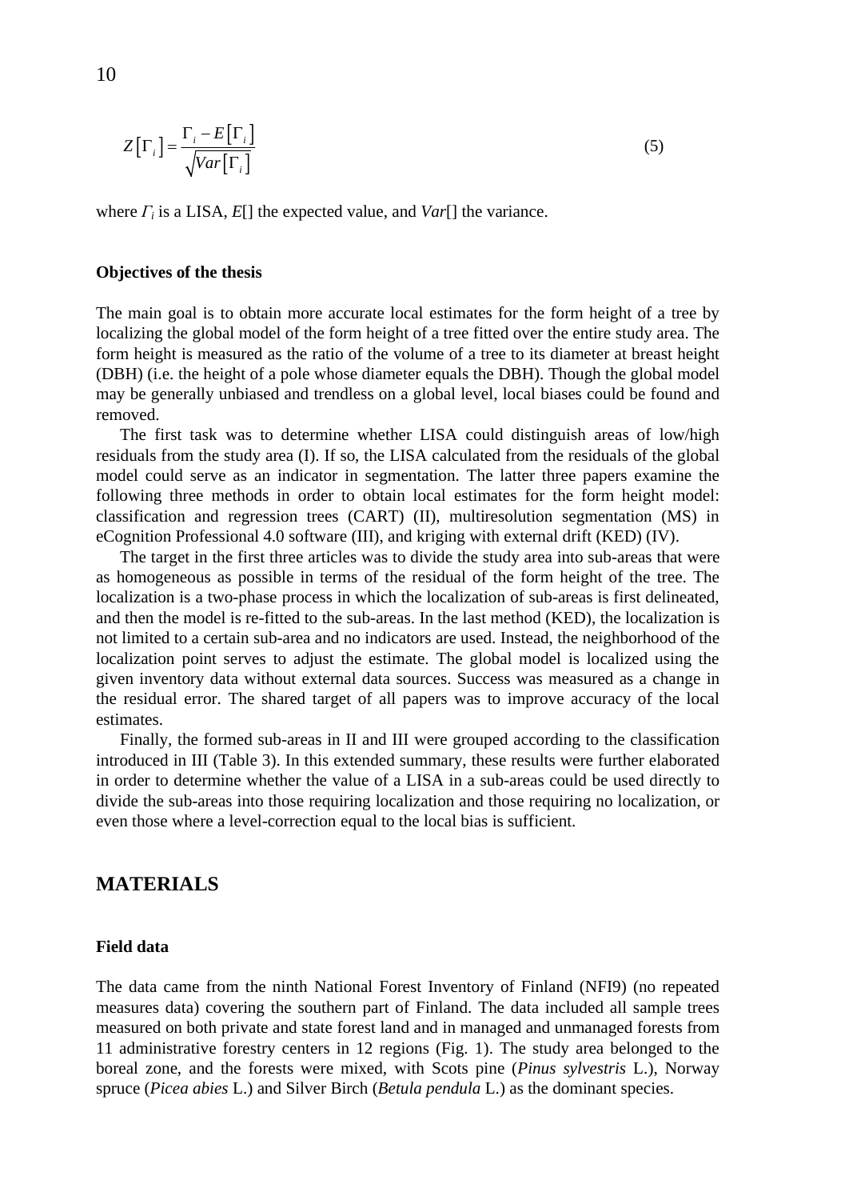$$Z\left[\Gamma_i\right] = \frac{\Gamma_i - E\left[\Gamma_i\right]}{\sqrt{Var\left[\Gamma_i\right]}} \tag{5}$$

where $\Gamma_i$ is a LISA, *E*[] the expected value, and *Var*[] the variance.

### Objectives of the thesis

The main goal is to obtain more accurate local estimates for the form height of a tree by localizing the global model of the form height of a tree fitted over the entire study area. The form height is measured as the ratio of the volume of a tree to its diameter at breast height (DBH) (i.e. the height of a pole whose diameter equals the DBH). Though the global model may be generally unbiased and trendless on a global level, local biases could be found and removed.

The first task was to determine whether LISA could distinguish areas of low/high residuals from the study area (I). If so, the LISA calculated from the residuals of the global model could serve as an indicator in segmentation. The latter three papers examine the following three methods in order to obtain local estimates for the form height model: classification and regression trees (CART) (II), multiresolution segmentation (MS) in eCognition Professional 4.0 software (III), and kriging with external drift (KED) (IV).

The target in the first three articles was to divide the study area into sub-areas that were as homogeneous as possible in terms of the residual of the form height of the tree. The localization is a two-phase process in which the localization of sub-areas is first delineated, and then the model is re-fitted to the sub-areas. In the last method (KED), the localization is not limited to a certain sub-area and no indicators are used. Instead, the neighborhood of the localization point serves to adjust the estimate. The global model is localized using the given inventory data without external data sources. Success was measured as a change in the residual error. The shared target of all papers was to improve accuracy of the local estimates.

Finally, the formed sub-areas in II and III were grouped according to the classification introduced in III (Table 3). In this extended summary, these results were further elaborated in order to determine whether the value of a LISA in a sub-areas could be used directly to divide the sub-areas into those requiring localization and those requiring no localization, or even those where a level-correction equal to the local bias is sufficient.

## MATERIALS

### Field data

The data came from the ninth National Forest Inventory of Finland (NFI9) (no repeated measures data) covering the southern part of Finland. The data included all sample trees measured on both private and state forest land and in managed and unmanaged forests from 11 administrative forestry centers in 12 regions (Fig. 1). The study area belonged to the boreal zone, and the forests were mixed, with Scots pine (*Pinus sylvestris* L.), Norway spruce (*Picea abies* L.) and Silver Birch (*Betula pendula* L.) as the dominant species.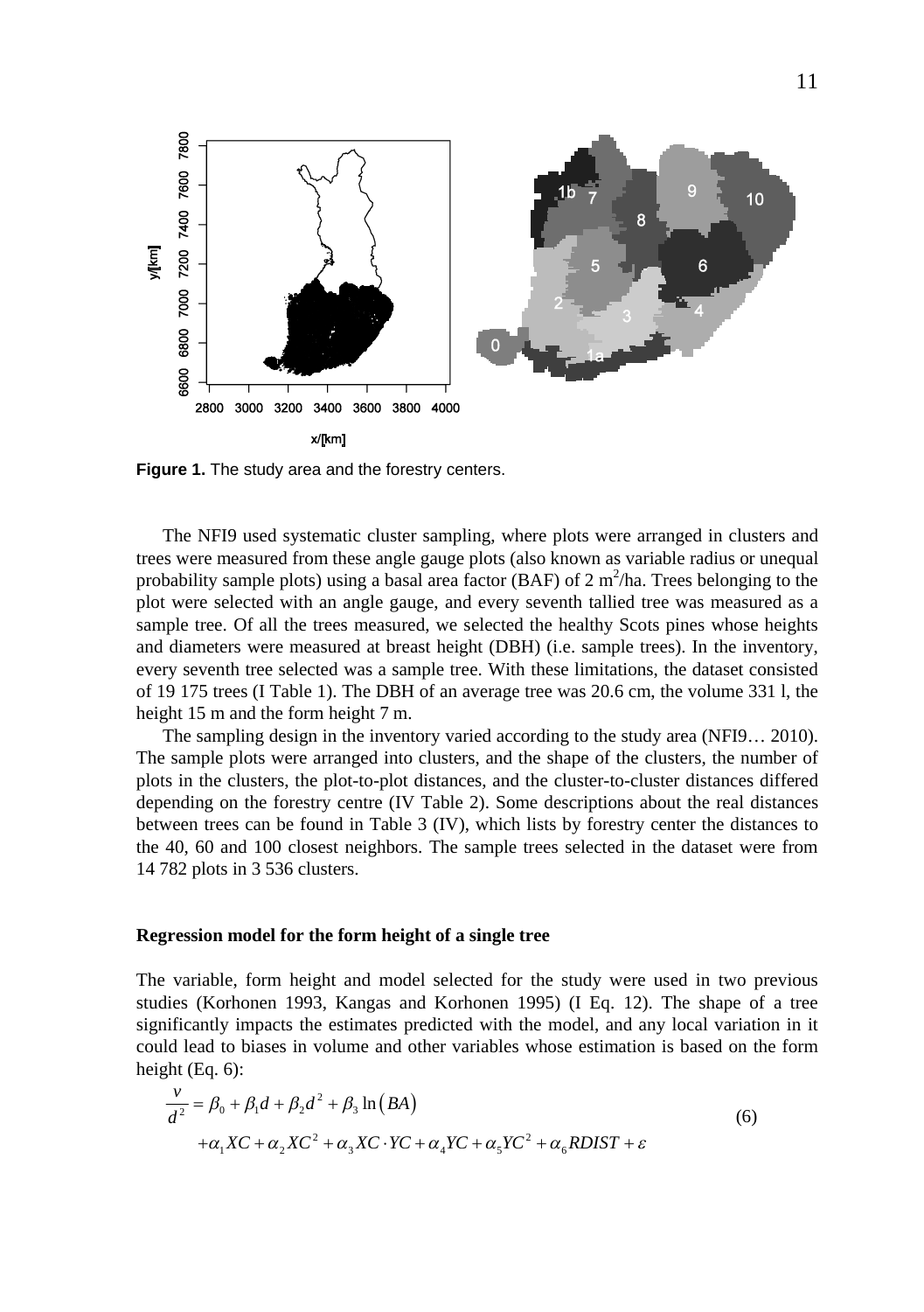**Figure 1.** The study area and the forestry centers.

The NFI9 used systematic cluster sampling, where plots were arranged in clusters and trees were measured from these angle gauge plots (also known as variable radius or unequal probability sample plots) using a basal area factor (BAF) of 2 $m^2$/ha. Trees belonging to the plot were selected with an angle gauge, and every seventh tallied tree was measured as a sample tree. Of all the trees measured, we selected the healthy Scots pines whose heights and diameters were measured at breast height (DBH) (i.e. sample trees). In the inventory, every seventh tree selected was a sample tree. With these limitations, the dataset consisted of 19 175 trees (I Table 1). The DBH of an average tree was 20.6 cm, the volume 331 l, the height 15 m and the form height 7 m.

The sampling design in the inventory varied according to the study area (NFI9… 2010). The sample plots were arranged into clusters, and the shape of the clusters, the number of plots in the clusters, the plot-to-plot distances, and the cluster-to-cluster distances differed depending on the forestry centre (IV Table 2). Some descriptions about the real distances between trees can be found in Table 3 (IV), which lists by forestry center the distances to the 40, 60 and 100 closest neighbors. The sample trees selected in the dataset were from 14 782 plots in 3 536 clusters.

### Regression model for the form height of a single tree

The variable, form height and model selected for the study were used in two previous studies (Korhonen 1993, Kangas and Korhonen 1995) (I Eq. 12). The shape of a tree significantly impacts the estimates predicted with the model, and any local variation in it could lead to biases in volume and other variables whose estimation is based on the form height (Eq. 6):

$$\frac{v}{d^2} = \beta_0 + \beta_1 d + \beta_2 d^2 + \beta_3 \ln(BA) + \alpha_1 XC + \alpha_2 XC^2 + \alpha_3 XC \cdot YC + \alpha_4 YC + \alpha_5 YC^2 + \alpha_6 RDIST + \varepsilon \tag{6}$$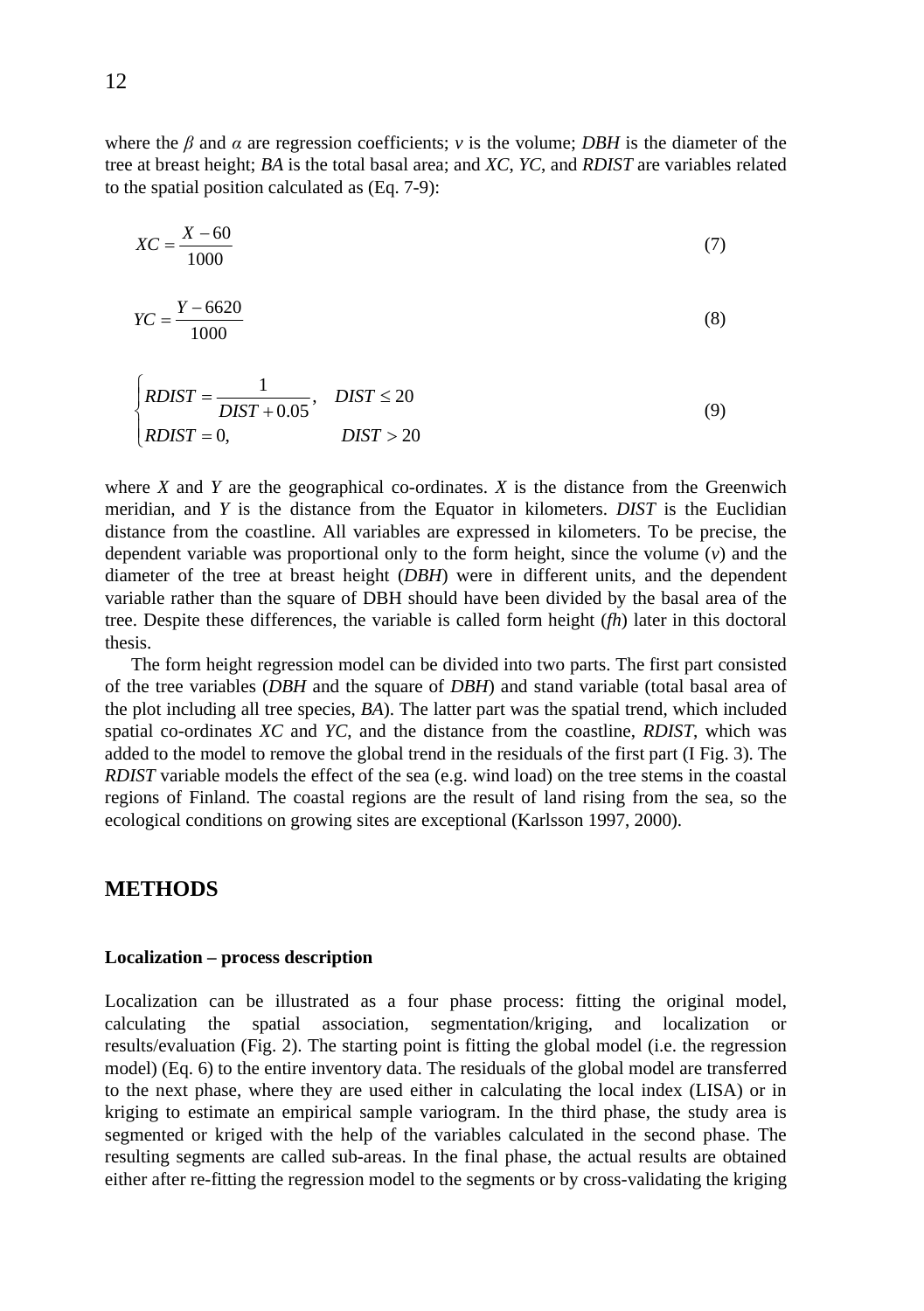where the $\beta$ and $\alpha$ are regression coefficients; $v$ is the volume; *DBH* is the diameter of the tree at breast height; *BA* is the total basal area; and *XC*, *YC*, and *RDIST* are variables related to the spatial position calculated as (Eq. 7-9):

$$XC = \frac{X - 60}{1000} \tag{7}$$

$$YC = \frac{Y - 6620}{1000} \tag{8}$$

$$\begin{cases} RDIST = \dfrac{1}{DIST + 0.05}, & DIST \leq 20 \\ RDIST = 0, & DIST > 20 \end{cases} \tag{9}$$

where $X$ and $Y$ are the geographical co-ordinates. $X$ is the distance from the Greenwich meridian, and $Y$ is the distance from the Equator in kilometers. *DIST* is the Euclidian distance from the coastline. All variables are expressed in kilometers. To be precise, the dependent variable was proportional only to the form height, since the volume ($v$) and the diameter of the tree at breast height (*DBH*) were in different units, and the dependent variable rather than the square of DBH should have been divided by the basal area of the tree. Despite these differences, the variable is called form height (*fh*) later in this doctoral thesis.

The form height regression model can be divided into two parts. The first part consisted of the tree variables (*DBH* and the square of *DBH*) and stand variable (total basal area of the plot including all tree species, *BA*). The latter part was the spatial trend, which included spatial co-ordinates *XC* and *YC*, and the distance from the coastline, *RDIST*, which was added to the model to remove the global trend in the residuals of the first part (I Fig. 3). The *RDIST* variable models the effect of the sea (e.g. wind load) on the tree stems in the coastal regions of Finland. The coastal regions are the result of land rising from the sea, so the ecological conditions on growing sites are exceptional (Karlsson 1997, 2000).

## METHODS

### Localization – process description

Localization can be illustrated as a four phase process: fitting the original model, calculating the spatial association, segmentation/kriging, and localization or results/evaluation (Fig. 2). The starting point is fitting the global model (i.e. the regression model) (Eq. 6) to the entire inventory data. The residuals of the global model are transferred to the next phase, where they are used either in calculating the local index (LISA) or in kriging to estimate an empirical sample variogram. In the third phase, the study area is segmented or kriged with the help of the variables calculated in the second phase. The resulting segments are called sub-areas. In the final phase, the actual results are obtained either after re-fitting the regression model to the segments or by cross-validating the kriging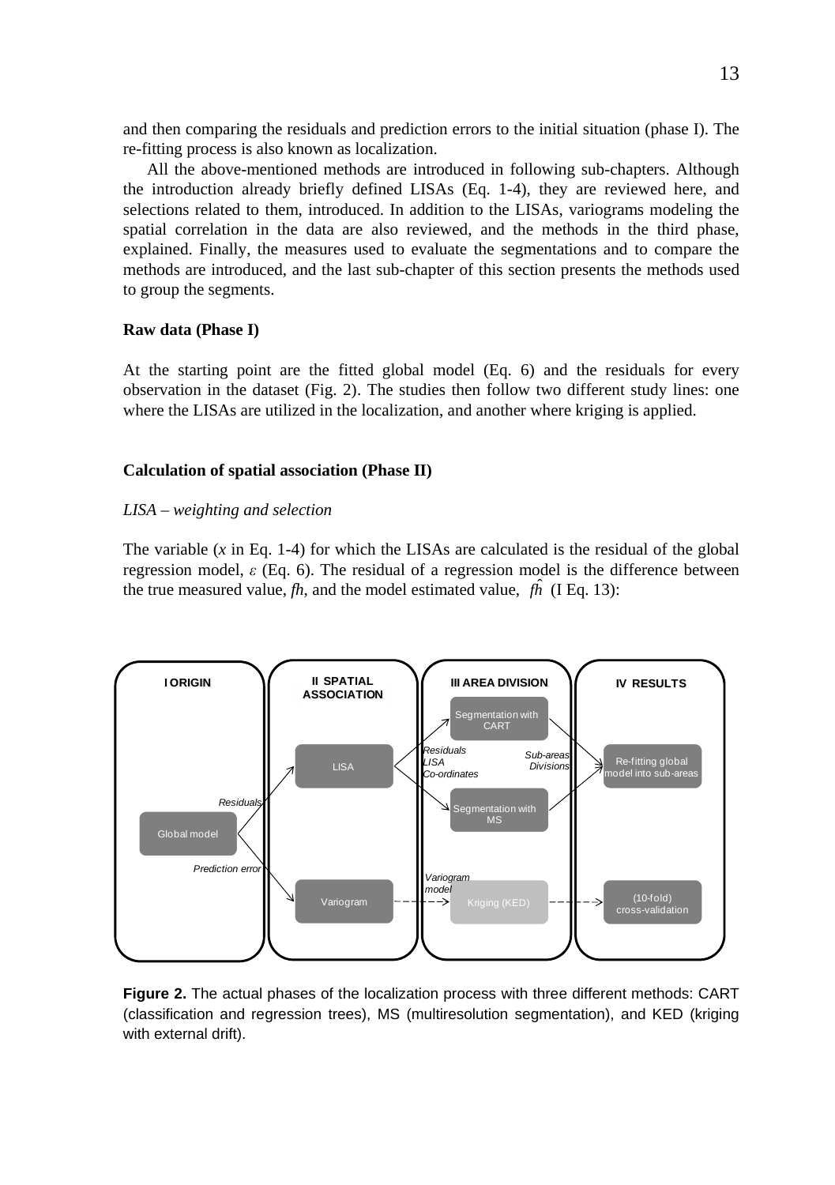and then comparing the residuals and prediction errors to the initial situation (phase I). The re-fitting process is also known as localization.

All the above-mentioned methods are introduced in following sub-chapters. Although the introduction already briefly defined LISAs (Eq. 1-4), they are reviewed here, and selections related to them, introduced. In addition to the LISAs, variograms modeling the spatial correlation in the data are also reviewed, and the methods in the third phase, explained. Finally, the measures used to evaluate the segmentations and to compare the methods are introduced, and the last sub-chapter of this section presents the methods used to group the segments.

**Raw data (Phase I)**

At the starting point are the fitted global model (Eq. 6) and the residuals for every observation in the dataset (Fig. 2). The studies then follow two different study lines: one where the LISAs are utilized in the localization, and another where kriging is applied.

**Calculation of spatial association (Phase II)**

*LISA – weighting and selection*

The variable ($x$ in Eq. 1-4) for which the LISAs are calculated is the residual of the global regression model, $\varepsilon$ (Eq. 6). The residual of a regression model is the difference between the true measured value, $fh$, and the model estimated value, $\hat{fh}$ (I Eq. 13):

I ORIGIN | II SPATIAL ASSOCIATION | III AREA DIVISION | IV RESULTS

Global model → Residuals → LISA → Residuals, LISA, Co-ordinates → Segmentation with CART / Segmentation with MS → Sub-areas, Divisions → Re-fitting global model into sub-areas

Global model → Prediction error → Variogram → Variogram model → Kriging (KED) → (10-fold) cross-validation

**Figure 2.** The actual phases of the localization process with three different methods: CART (classification and regression trees), MS (multiresolution segmentation), and KED (kriging with external drift).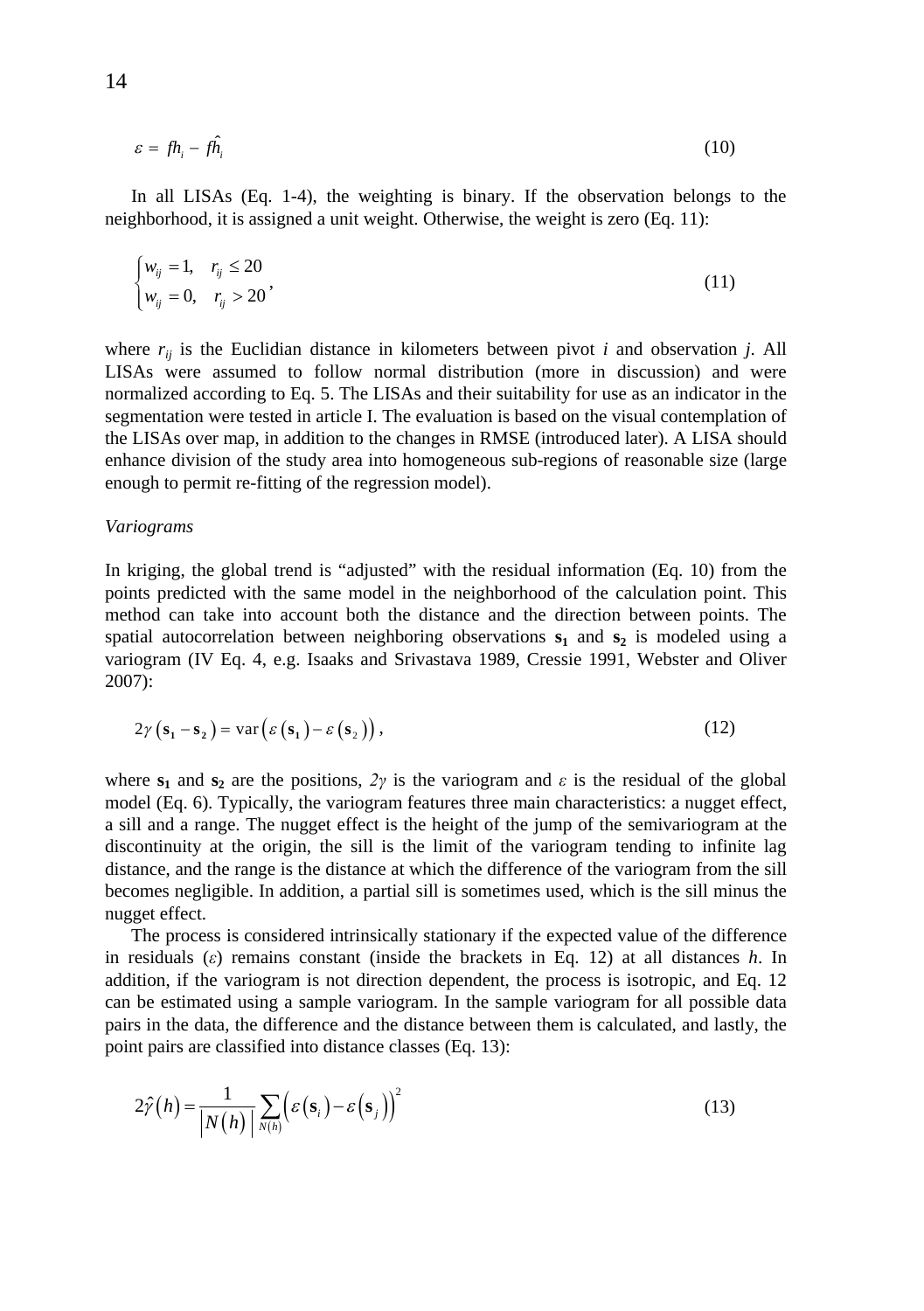$$\varepsilon = fh_i - \hat{fh}_i \tag{10}$$

In all LISAs (Eq. 1-4), the weighting is binary. If the observation belongs to the neighborhood, it is assigned a unit weight. Otherwise, the weight is zero (Eq. 11):

$$\begin{cases} w_{ij} = 1, & r_{ij} \leq 20 \\ w_{ij} = 0, & r_{ij} > 20 \end{cases}, \tag{11}$$

where $r_{ij}$ is the Euclidian distance in kilometers between pivot $i$ and observation $j$. All LISAs were assumed to follow normal distribution (more in discussion) and were normalized according to Eq. 5. The LISAs and their suitability for use as an indicator in the segmentation were tested in article I. The evaluation is based on the visual contemplation of the LISAs over map, in addition to the changes in RMSE (introduced later). A LISA should enhance division of the study area into homogeneous sub-regions of reasonable size (large enough to permit re-fitting of the regression model).

*Variograms*

In kriging, the global trend is "adjusted" with the residual information (Eq. 10) from the points predicted with the same model in the neighborhood of the calculation point. This method can take into account both the distance and the direction between points. The spatial autocorrelation between neighboring observations $\mathbf{s_1}$ and $\mathbf{s_2}$ is modeled using a variogram (IV Eq. 4, e.g. Isaaks and Srivastava 1989, Cressie 1991, Webster and Oliver 2007):

$$2\gamma\left(\mathbf{s_1} - \mathbf{s_2}\right) = \mathrm{var}\left(\varepsilon\left(\mathbf{s_1}\right) - \varepsilon\left(\mathbf{s_2}\right)\right), \tag{12}$$

where $\mathbf{s_1}$ and $\mathbf{s_2}$ are the positions, $2\gamma$ is the variogram and $\varepsilon$ is the residual of the global model (Eq. 6). Typically, the variogram features three main characteristics: a nugget effect, a sill and a range. The nugget effect is the height of the jump of the semivariogram at the discontinuity at the origin, the sill is the limit of the variogram tending to infinite lag distance, and the range is the distance at which the difference of the variogram from the sill becomes negligible. In addition, a partial sill is sometimes used, which is the sill minus the nugget effect.

The process is considered intrinsically stationary if the expected value of the difference in residuals ($\varepsilon$) remains constant (inside the brackets in Eq. 12) at all distances $h$. In addition, if the variogram is not direction dependent, the process is isotropic, and Eq. 12 can be estimated using a sample variogram. In the sample variogram for all possible data pairs in the data, the difference and the distance between them is calculated, and lastly, the point pairs are classified into distance classes (Eq. 13):

$$2\hat{\gamma}\left(h\right) = \frac{1}{\left|N\left(h\right)\right|} \sum_{N(h)} \left(\varepsilon\left(\mathbf{s}_i\right) - \varepsilon\left(\mathbf{s}_j\right)\right)^2 \tag{13}$$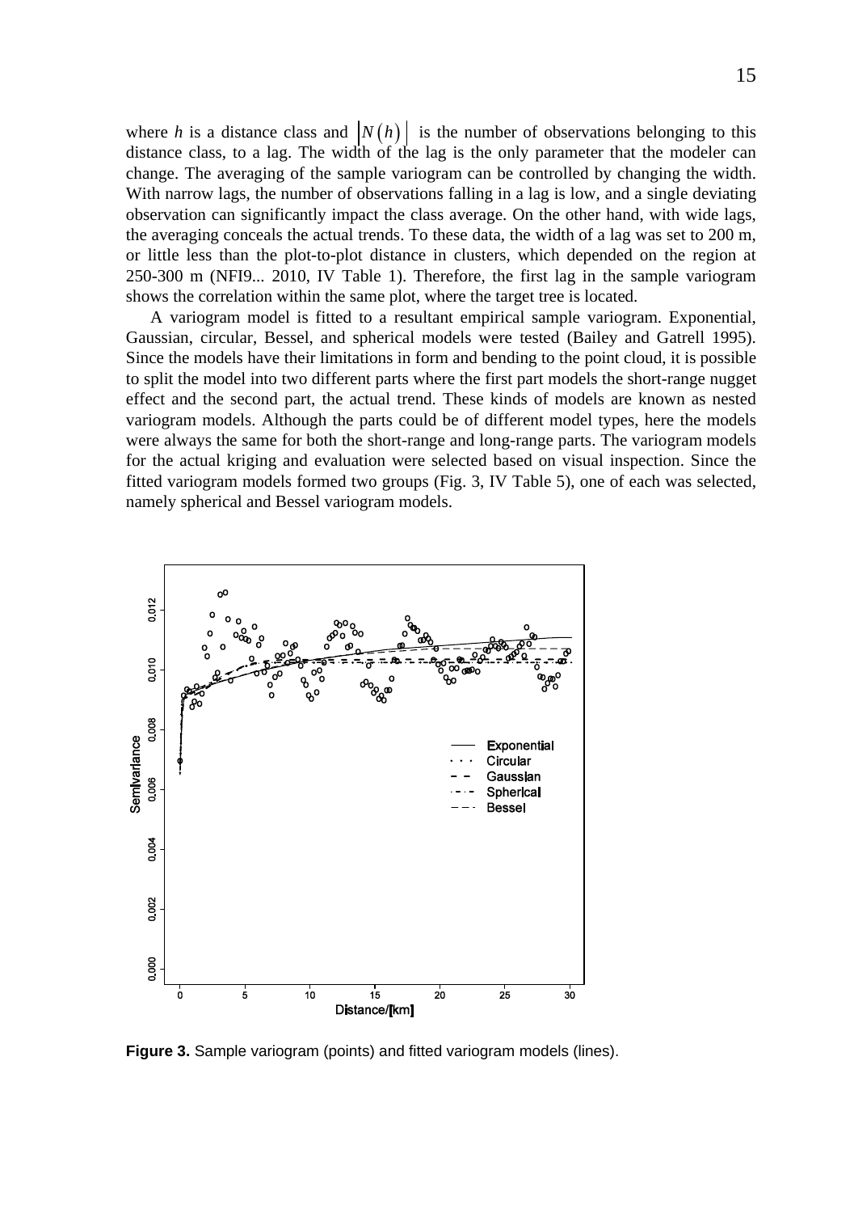where $h$ is a distance class and $|N(h)|$ is the number of observations belonging to this distance class, to a lag. The width of the lag is the only parameter that the modeler can change. The averaging of the sample variogram can be controlled by changing the width. With narrow lags, the number of observations falling in a lag is low, and a single deviating observation can significantly impact the class average. On the other hand, with wide lags, the averaging conceals the actual trends. To these data, the width of a lag was set to 200 m, or little less than the plot-to-plot distance in clusters, which depended on the region at 250-300 m (NFI9... 2010, IV Table 1). Therefore, the first lag in the sample variogram shows the correlation within the same plot, where the target tree is located.

A variogram model is fitted to a resultant empirical sample variogram. Exponential, Gaussian, circular, Bessel, and spherical models were tested (Bailey and Gatrell 1995). Since the models have their limitations in form and bending to the point cloud, it is possible to split the model into two different parts where the first part models the short-range nugget effect and the second part, the actual trend. These kinds of models are known as nested variogram models. Although the parts could be of different model types, here the models were always the same for both the short-range and long-range parts. The variogram models for the actual kriging and evaluation were selected based on visual inspection. Since the fitted variogram models formed two groups (Fig. 3, IV Table 5), one of each was selected, namely spherical and Bessel variogram models.

**Figure 3.** Sample variogram (points) and fitted variogram models (lines).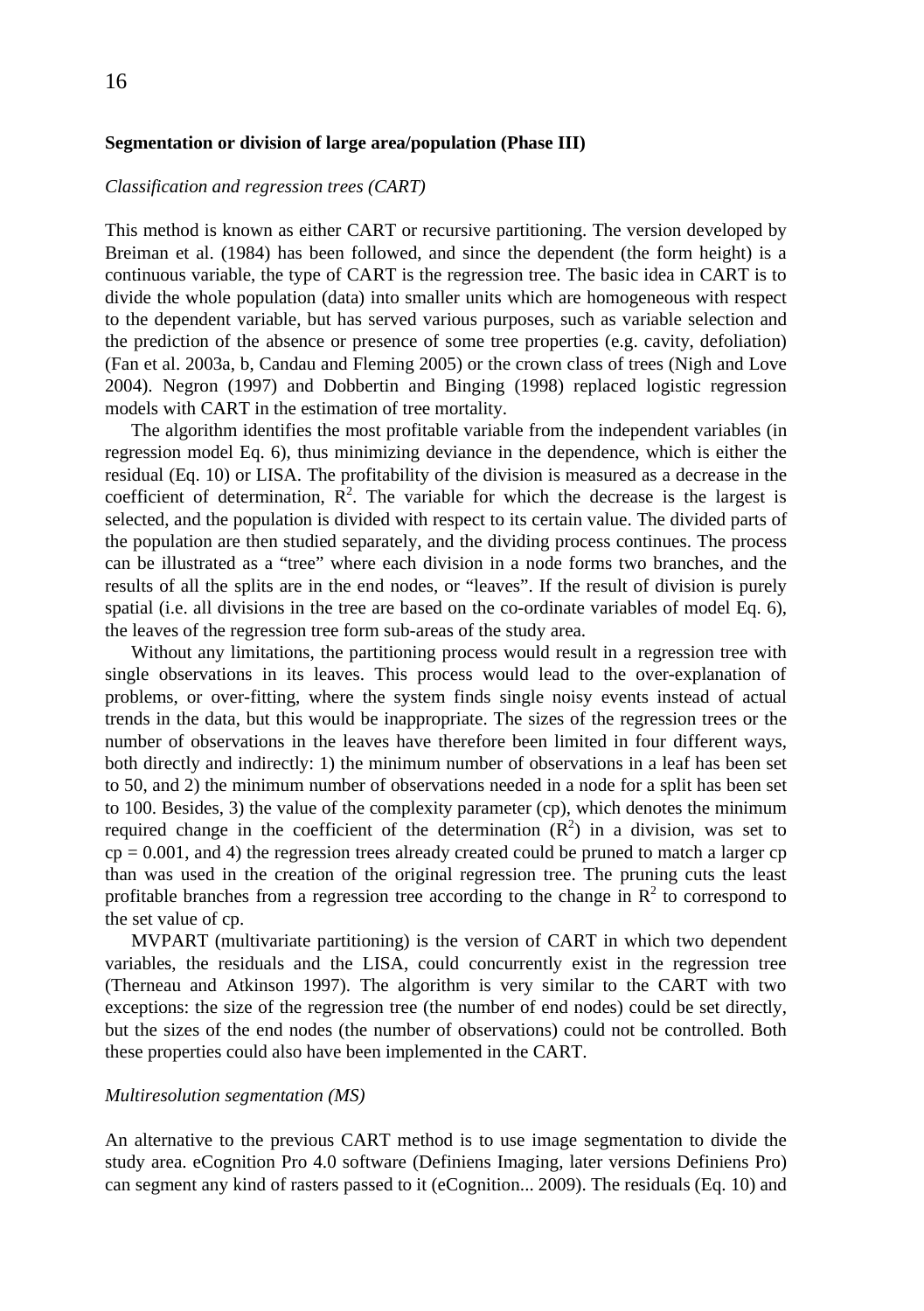## Segmentation or division of large area/population (Phase III)

### *Classification and regression trees (CART)*

This method is known as either CART or recursive partitioning. The version developed by Breiman et al. (1984) has been followed, and since the dependent (the form height) is a continuous variable, the type of CART is the regression tree. The basic idea in CART is to divide the whole population (data) into smaller units which are homogeneous with respect to the dependent variable, but has served various purposes, such as variable selection and the prediction of the absence or presence of some tree properties (e.g. cavity, defoliation) (Fan et al. 2003a, b, Candau and Fleming 2005) or the crown class of trees (Nigh and Love 2004). Negron (1997) and Dobbertin and Binging (1998) replaced logistic regression models with CART in the estimation of tree mortality.

The algorithm identifies the most profitable variable from the independent variables (in regression model Eq. 6), thus minimizing deviance in the dependence, which is either the residual (Eq. 10) or LISA. The profitability of the division is measured as a decrease in the coefficient of determination, $R^2$. The variable for which the decrease is the largest is selected, and the population is divided with respect to its certain value. The divided parts of the population are then studied separately, and the dividing process continues. The process can be illustrated as a "tree" where each division in a node forms two branches, and the results of all the splits are in the end nodes, or "leaves". If the result of division is purely spatial (i.e. all divisions in the tree are based on the co-ordinate variables of model Eq. 6), the leaves of the regression tree form sub-areas of the study area.

Without any limitations, the partitioning process would result in a regression tree with single observations in its leaves. This process would lead to the over-explanation of problems, or over-fitting, where the system finds single noisy events instead of actual trends in the data, but this would be inappropriate. The sizes of the regression trees or the number of observations in the leaves have therefore been limited in four different ways, both directly and indirectly: 1) the minimum number of observations in a leaf has been set to 50, and 2) the minimum number of observations needed in a node for a split has been set to 100. Besides, 3) the value of the complexity parameter (cp), which denotes the minimum required change in the coefficient of the determination ($R^2$) in a division, was set to $cp = 0.001$, and 4) the regression trees already created could be pruned to match a larger cp than was used in the creation of the original regression tree. The pruning cuts the least profitable branches from a regression tree according to the change in $R^2$ to correspond to the set value of cp.

MVPART (multivariate partitioning) is the version of CART in which two dependent variables, the residuals and the LISA, could concurrently exist in the regression tree (Therneau and Atkinson 1997). The algorithm is very similar to the CART with two exceptions: the size of the regression tree (the number of end nodes) could be set directly, but the sizes of the end nodes (the number of observations) could not be controlled. Both these properties could also have been implemented in the CART.

### *Multiresolution segmentation (MS)*

An alternative to the previous CART method is to use image segmentation to divide the study area. eCognition Pro 4.0 software (Definiens Imaging, later versions Definiens Pro) can segment any kind of rasters passed to it (eCognition... 2009). The residuals (Eq. 10) and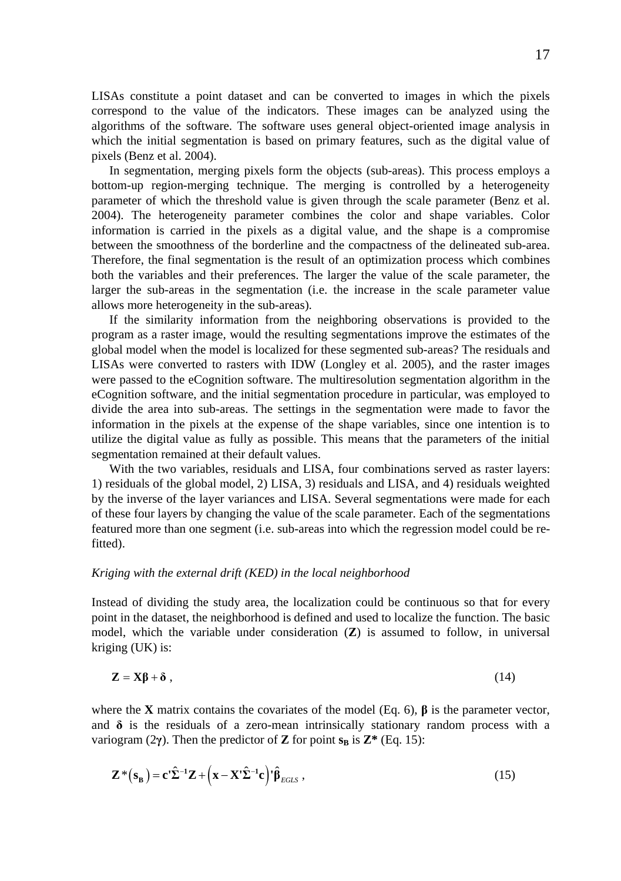LISAs constitute a point dataset and can be converted to images in which the pixels correspond to the value of the indicators. These images can be analyzed using the algorithms of the software. The software uses general object-oriented image analysis in which the initial segmentation is based on primary features, such as the digital value of pixels (Benz et al. 2004).

In segmentation, merging pixels form the objects (sub-areas). This process employs a bottom-up region-merging technique. The merging is controlled by a heterogeneity parameter of which the threshold value is given through the scale parameter (Benz et al. 2004). The heterogeneity parameter combines the color and shape variables. Color information is carried in the pixels as a digital value, and the shape is a compromise between the smoothness of the borderline and the compactness of the delineated sub-area. Therefore, the final segmentation is the result of an optimization process which combines both the variables and their preferences. The larger the value of the scale parameter, the larger the sub-areas in the segmentation (i.e. the increase in the scale parameter value allows more heterogeneity in the sub-areas).

If the similarity information from the neighboring observations is provided to the program as a raster image, would the resulting segmentations improve the estimates of the global model when the model is localized for these segmented sub-areas? The residuals and LISAs were converted to rasters with IDW (Longley et al. 2005), and the raster images were passed to the eCognition software. The multiresolution segmentation algorithm in the eCognition software, and the initial segmentation procedure in particular, was employed to divide the area into sub-areas. The settings in the segmentation were made to favor the information in the pixels at the expense of the shape variables, since one intention is to utilize the digital value as fully as possible. This means that the parameters of the initial segmentation remained at their default values.

With the two variables, residuals and LISA, four combinations served as raster layers: 1) residuals of the global model, 2) LISA, 3) residuals and LISA, and 4) residuals weighted by the inverse of the layer variances and LISA. Several segmentations were made for each of these four layers by changing the value of the scale parameter. Each of the segmentations featured more than one segment (i.e. sub-areas into which the regression model could be re-fitted).

*Kriging with the external drift (KED) in the local neighborhood*

Instead of dividing the study area, the localization could be continuous so that for every point in the dataset, the neighborhood is defined and used to localize the function. The basic model, which the variable under consideration ($\mathbf{Z}$) is assumed to follow, in universal kriging (UK) is:

$$\mathbf{Z} = \mathbf{X}\boldsymbol{\beta} + \boldsymbol{\delta}\,, \tag{14}$$

where the $\mathbf{X}$ matrix contains the covariates of the model (Eq. 6), $\boldsymbol{\beta}$ is the parameter vector, and $\boldsymbol{\delta}$ is the residuals of a zero-mean intrinsically stationary random process with a variogram ($2\boldsymbol{\gamma}$). Then the predictor of $\mathbf{Z}$ for point $\mathbf{s_B}$ is $\mathbf{Z^*}$ (Eq. 15):

$$\mathbf{Z}^*\left(\mathbf{s_B}\right) = \mathbf{c}'\hat{\boldsymbol{\Sigma}}^{-1}\mathbf{Z} + \left(\mathbf{x} - \mathbf{X}'\hat{\boldsymbol{\Sigma}}^{-1}\mathbf{c}\right)'\hat{\boldsymbol{\beta}}_{EGLS}\,, \tag{15}$$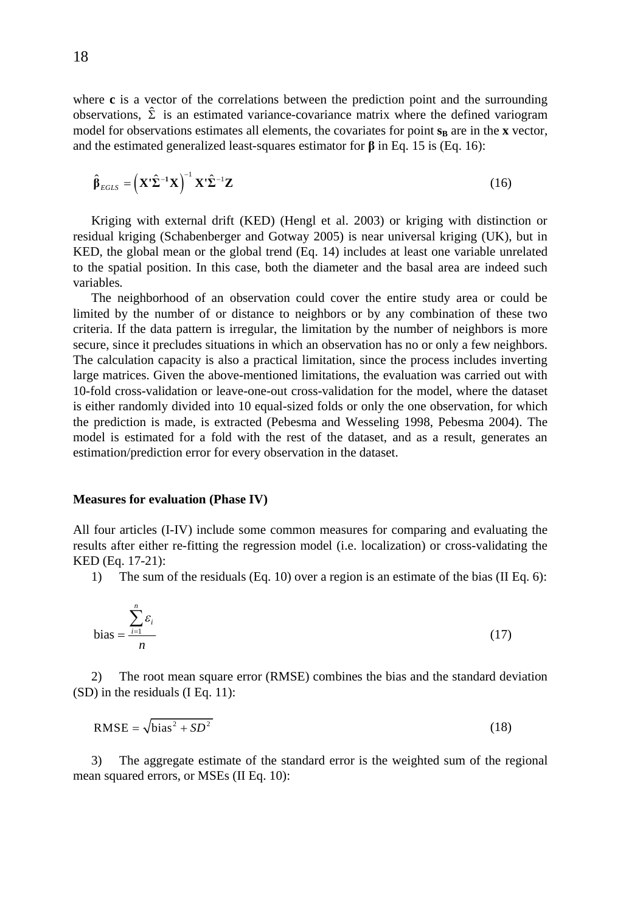where **c** is a vector of the correlations between the prediction point and the surrounding observations, $\hat{\Sigma}$ is an estimated variance-covariance matrix where the defined variogram model for observations estimates all elements, the covariates for point $\mathbf{s_B}$ are in the **x** vector, and the estimated generalized least-squares estimator for **β** in Eq. 15 is (Eq. 16):

$$\hat{\boldsymbol{\beta}}_{EGLS} = \left(\mathbf{X}'\hat{\boldsymbol{\Sigma}}^{-1}\mathbf{X}\right)^{-1}\mathbf{X}'\hat{\boldsymbol{\Sigma}}^{-1}\mathbf{Z} \tag{16}$$

Kriging with external drift (KED) (Hengl et al. 2003) or kriging with distinction or residual kriging (Schabenberger and Gotway 2005) is near universal kriging (UK), but in KED, the global mean or the global trend (Eq. 14) includes at least one variable unrelated to the spatial position. In this case, both the diameter and the basal area are indeed such variables.

The neighborhood of an observation could cover the entire study area or could be limited by the number of or distance to neighbors or by any combination of these two criteria. If the data pattern is irregular, the limitation by the number of neighbors is more secure, since it precludes situations in which an observation has no or only a few neighbors. The calculation capacity is also a practical limitation, since the process includes inverting large matrices. Given the above-mentioned limitations, the evaluation was carried out with 10-fold cross-validation or leave-one-out cross-validation for the model, where the dataset is either randomly divided into 10 equal-sized folds or only the one observation, for which the prediction is made, is extracted (Pebesma and Wesseling 1998, Pebesma 2004). The model is estimated for a fold with the rest of the dataset, and as a result, generates an estimation/prediction error for every observation in the dataset.

**Measures for evaluation (Phase IV)**

All four articles (I-IV) include some common measures for comparing and evaluating the results after either re-fitting the regression model (i.e. localization) or cross-validating the KED (Eq. 17-21):

1) The sum of the residuals (Eq. 10) over a region is an estimate of the bias (II Eq. 6):

$$\text{bias} = \frac{\sum_{i=1}^{n} \varepsilon_i}{n} \tag{17}$$

2) The root mean square error (RMSE) combines the bias and the standard deviation (SD) in the residuals (I Eq. 11):

$$\text{RMSE} = \sqrt{\text{bias}^2 + SD^2} \tag{18}$$

3) The aggregate estimate of the standard error is the weighted sum of the regional mean squared errors, or MSEs (II Eq. 10):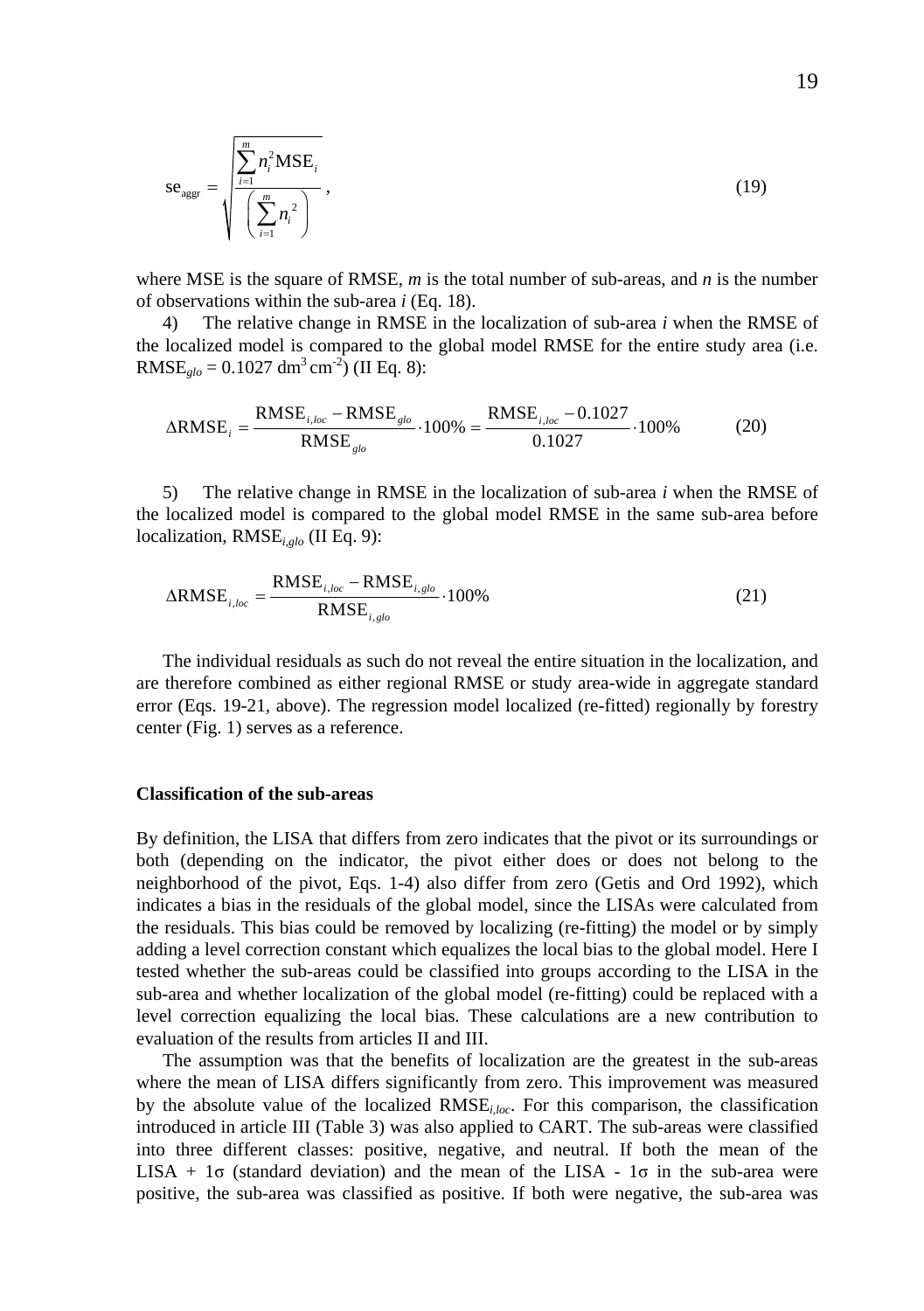$$\text{se}_{\text{aggr}} = \sqrt{\frac{\sum_{i=1}^{m} n_i^2 \text{MSE}_i}{\left(\sum_{i=1}^{m} n_i^{\,2}\right)}}, \qquad (19)$$

where MSE is the square of RMSE, *m* is the total number of sub-areas, and *n* is the number of observations within the sub-area *i* (Eq. 18).

4) The relative change in RMSE in the localization of sub-area *i* when the RMSE of the localized model is compared to the global model RMSE for the entire study area (i.e. $\text{RMSE}_{glo} = 0.1027\ \text{dm}^3\,\text{cm}^{-2}$) (II Eq. 8):

$$\Delta\text{RMSE}_i = \frac{\text{RMSE}_{i,loc} - \text{RMSE}_{glo}}{\text{RMSE}_{glo}} \cdot 100\% = \frac{\text{RMSE}_{i,loc} - 0.1027}{0.1027} \cdot 100\% \qquad (20)$$

5) The relative change in RMSE in the localization of sub-area *i* when the RMSE of the localized model is compared to the global model RMSE in the same sub-area before localization, $\text{RMSE}_{i,glo}$ (II Eq. 9):

$$\Delta\text{RMSE}_{i,loc} = \frac{\text{RMSE}_{i,loc} - \text{RMSE}_{i,glo}}{\text{RMSE}_{i,glo}} \cdot 100\% \qquad (21)$$

The individual residuals as such do not reveal the entire situation in the localization, and are therefore combined as either regional RMSE or study area-wide in aggregate standard error (Eqs. 19-21, above). The regression model localized (re-fitted) regionally by forestry center (Fig. 1) serves as a reference.

### Classification of the sub-areas

By definition, the LISA that differs from zero indicates that the pivot or its surroundings or both (depending on the indicator, the pivot either does or does not belong to the neighborhood of the pivot, Eqs. 1-4) also differ from zero (Getis and Ord 1992), which indicates a bias in the residuals of the global model, since the LISAs were calculated from the residuals. This bias could be removed by localizing (re-fitting) the model or by simply adding a level correction constant which equalizes the local bias to the global model. Here I tested whether the sub-areas could be classified into groups according to the LISA in the sub-area and whether localization of the global model (re-fitting) could be replaced with a level correction equalizing the local bias. These calculations are a new contribution to evaluation of the results from articles II and III.

The assumption was that the benefits of localization are the greatest in the sub-areas where the mean of LISA differs significantly from zero. This improvement was measured by the absolute value of the localized $\text{RMSE}_{i,loc}$. For this comparison, the classification introduced in article III (Table 3) was also applied to CART. The sub-areas were classified into three different classes: positive, negative, and neutral. If both the mean of the LISA + 1σ (standard deviation) and the mean of the LISA - 1σ in the sub-area were positive, the sub-area was classified as positive. If both were negative, the sub-area was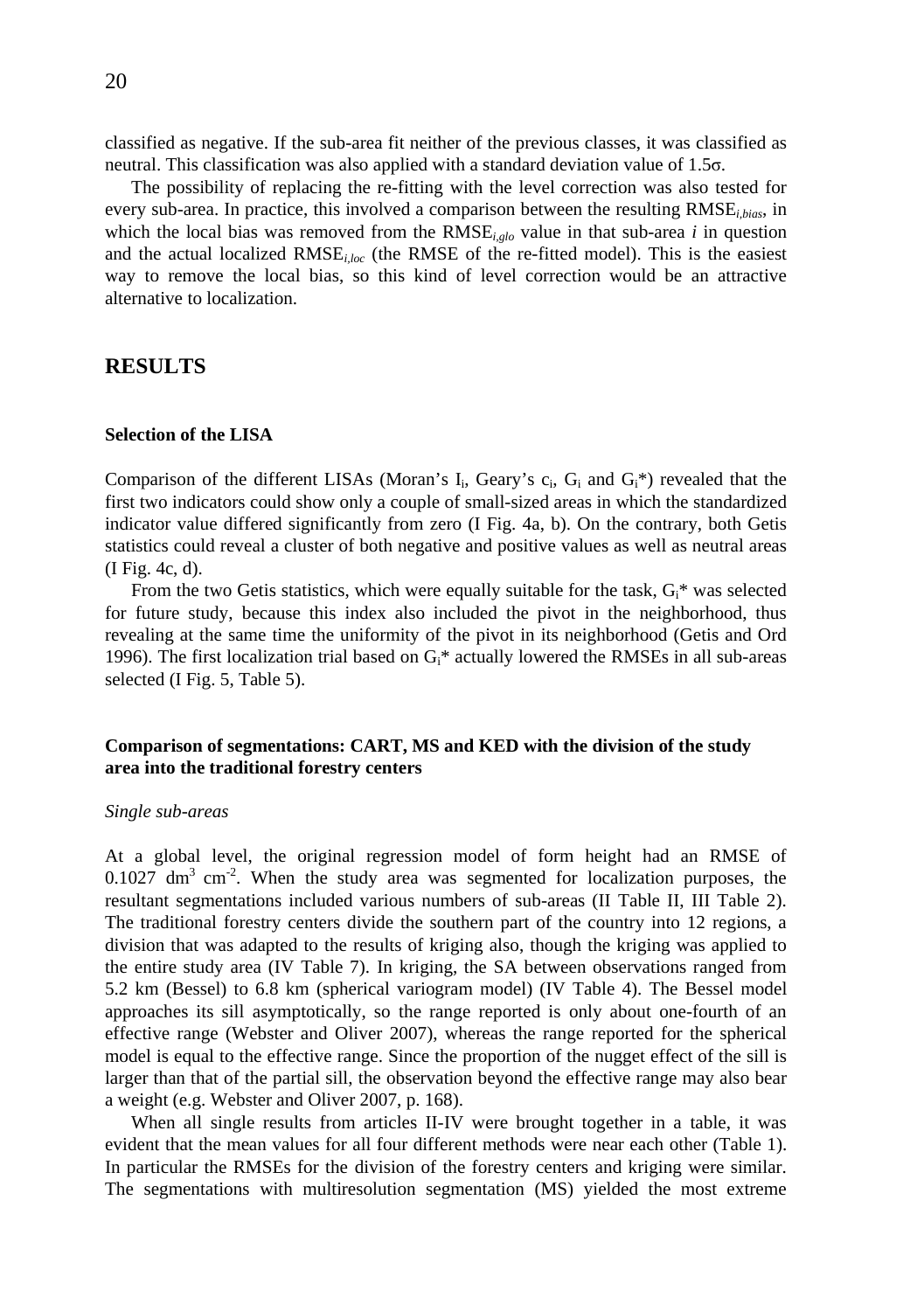classified as negative. If the sub-area fit neither of the previous classes, it was classified as neutral. This classification was also applied with a standard deviation value of 1.5σ.

The possibility of replacing the re-fitting with the level correction was also tested for every sub-area. In practice, this involved a comparison between the resulting $RMSE_{i,bias}$, in which the local bias was removed from the $RMSE_{i,glo}$ value in that sub-area $i$ in question and the actual localized $RMSE_{i,loc}$ (the RMSE of the re-fitted model). This is the easiest way to remove the local bias, so this kind of level correction would be an attractive alternative to localization.

## RESULTS

### Selection of the LISA

Comparison of the different LISAs (Moran's $I_i$, Geary's $c_i$, $G_i$ and $G_i$*) revealed that the first two indicators could show only a couple of small-sized areas in which the standardized indicator value differed significantly from zero (I Fig. 4a, b). On the contrary, both Getis statistics could reveal a cluster of both negative and positive values as well as neutral areas (I Fig. 4c, d).

From the two Getis statistics, which were equally suitable for the task, $G_i$* was selected for future study, because this index also included the pivot in the neighborhood, thus revealing at the same time the uniformity of the pivot in its neighborhood (Getis and Ord 1996). The first localization trial based on $G_i$* actually lowered the RMSEs in all sub-areas selected (I Fig. 5, Table 5).

### Comparison of segmentations: CART, MS and KED with the division of the study area into the traditional forestry centers

*Single sub-areas*

At a global level, the original regression model of form height had an RMSE of 0.1027 $dm^3$ $cm^{-2}$. When the study area was segmented for localization purposes, the resultant segmentations included various numbers of sub-areas (II Table II, III Table 2). The traditional forestry centers divide the southern part of the country into 12 regions, a division that was adapted to the results of kriging also, though the kriging was applied to the entire study area (IV Table 7). In kriging, the SA between observations ranged from 5.2 km (Bessel) to 6.8 km (spherical variogram model) (IV Table 4). The Bessel model approaches its sill asymptotically, so the range reported is only about one-fourth of an effective range (Webster and Oliver 2007), whereas the range reported for the spherical model is equal to the effective range. Since the proportion of the nugget effect of the sill is larger than that of the partial sill, the observation beyond the effective range may also bear a weight (e.g. Webster and Oliver 2007, p. 168).

When all single results from articles II-IV were brought together in a table, it was evident that the mean values for all four different methods were near each other (Table 1). In particular the RMSEs for the division of the forestry centers and kriging were similar. The segmentations with multiresolution segmentation (MS) yielded the most extreme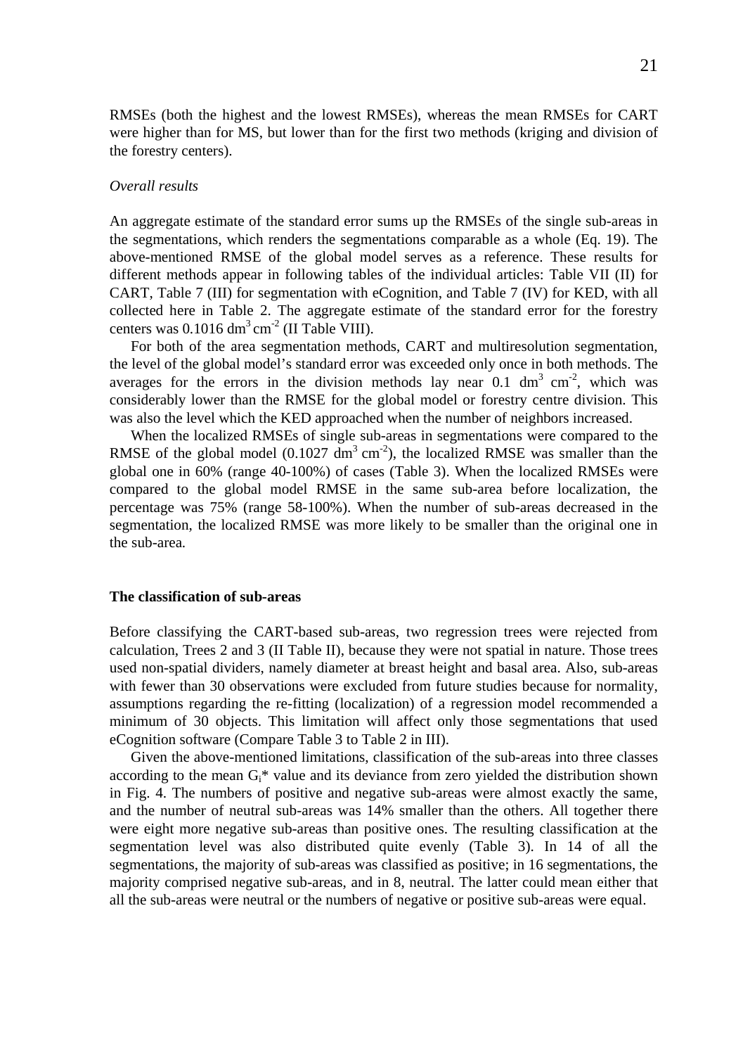RMSEs (both the highest and the lowest RMSEs), whereas the mean RMSEs for CART were higher than for MS, but lower than for the first two methods (kriging and division of the forestry centers).

*Overall results*

An aggregate estimate of the standard error sums up the RMSEs of the single sub-areas in the segmentations, which renders the segmentations comparable as a whole (Eq. 19). The above-mentioned RMSE of the global model serves as a reference. These results for different methods appear in following tables of the individual articles: Table VII (II) for CART, Table 7 (III) for segmentation with eCognition, and Table 7 (IV) for KED, with all collected here in Table 2. The aggregate estimate of the standard error for the forestry centers was 0.1016 $dm^3 cm^{-2}$ (II Table VIII).

For both of the area segmentation methods, CART and multiresolution segmentation, the level of the global model's standard error was exceeded only once in both methods. The averages for the errors in the division methods lay near 0.1 $dm^3$ $cm^{-2}$, which was considerably lower than the RMSE for the global model or forestry centre division. This was also the level which the KED approached when the number of neighbors increased.

When the localized RMSEs of single sub-areas in segmentations were compared to the RMSE of the global model (0.1027 $dm^3$ $cm^{-2}$), the localized RMSE was smaller than the global one in 60% (range 40-100%) of cases (Table 3). When the localized RMSEs were compared to the global model RMSE in the same sub-area before localization, the percentage was 75% (range 58-100%). When the number of sub-areas decreased in the segmentation, the localized RMSE was more likely to be smaller than the original one in the sub-area.

## The classification of sub-areas

Before classifying the CART-based sub-areas, two regression trees were rejected from calculation, Trees 2 and 3 (II Table II), because they were not spatial in nature. Those trees used non-spatial dividers, namely diameter at breast height and basal area. Also, sub-areas with fewer than 30 observations were excluded from future studies because for normality, assumptions regarding the re-fitting (localization) of a regression model recommended a minimum of 30 objects. This limitation will affect only those segmentations that used eCognition software (Compare Table 3 to Table 2 in III).

Given the above-mentioned limitations, classification of the sub-areas into three classes according to the mean $G_i$* value and its deviance from zero yielded the distribution shown in Fig. 4. The numbers of positive and negative sub-areas were almost exactly the same, and the number of neutral sub-areas was 14% smaller than the others. All together there were eight more negative sub-areas than positive ones. The resulting classification at the segmentation level was also distributed quite evenly (Table 3). In 14 of all the segmentations, the majority of sub-areas was classified as positive; in 16 segmentations, the majority comprised negative sub-areas, and in 8, neutral. The latter could mean either that all the sub-areas were neutral or the numbers of negative or positive sub-areas were equal.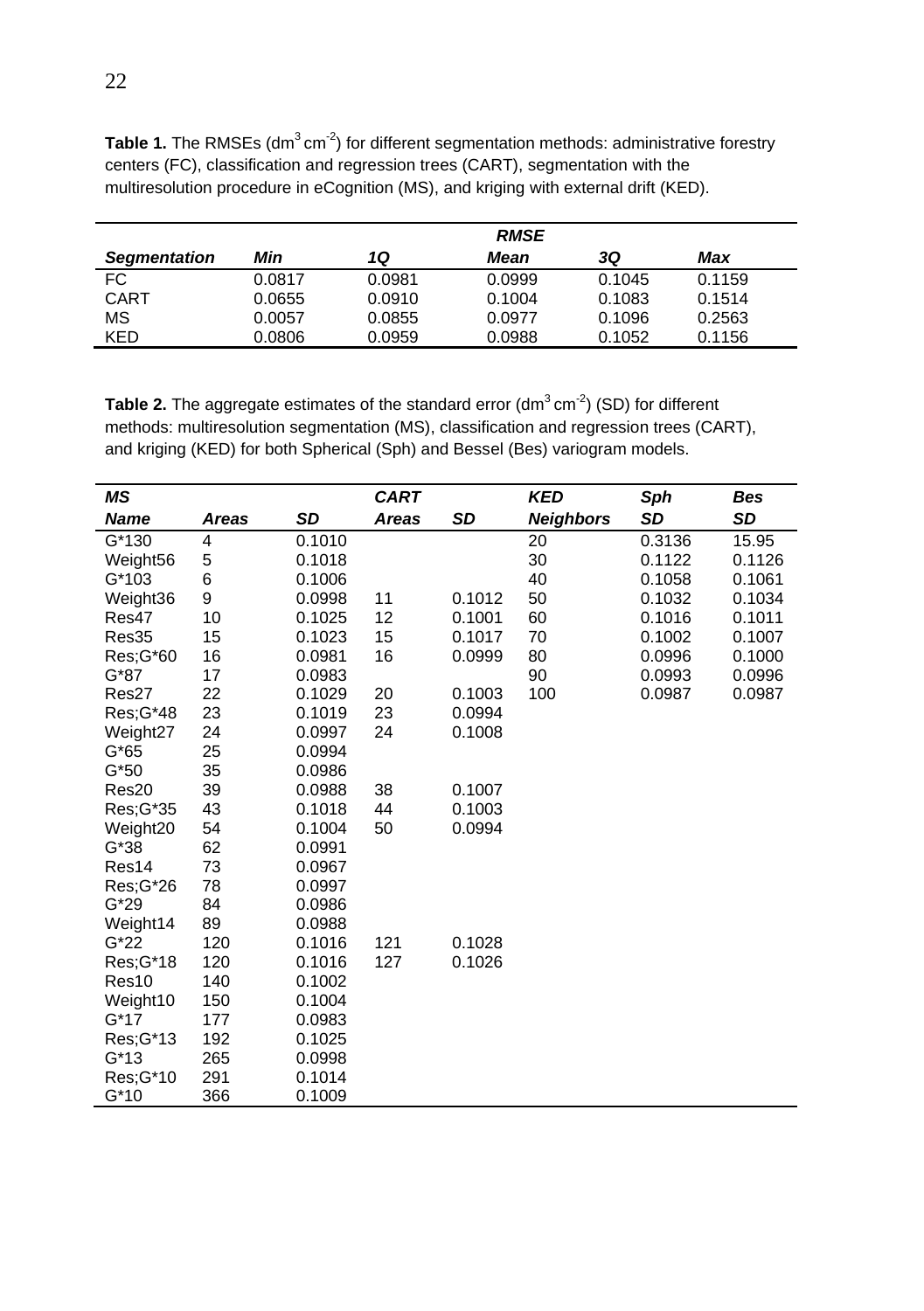**Table 1.** The RMSEs ($dm^3\,cm^{-2}$) for different segmentation methods: administrative forestry centers (FC), classification and regression trees (CART), segmentation with the multiresolution procedure in eCognition (MS), and kriging with external drift (KED).

| | RMSE | | | | |
|---|---|---|---|---|---|
| ***Segmentation*** | ***Min*** | ***1Q*** | ***Mean*** | ***3Q*** | ***Max*** |
| FC | 0.0817 | 0.0981 | 0.0999 | 0.1045 | 0.1159 |
| CART | 0.0655 | 0.0910 | 0.1004 | 0.1083 | 0.1514 |
| MS | 0.0057 | 0.0855 | 0.0977 | 0.1096 | 0.2563 |
| KED | 0.0806 | 0.0959 | 0.0988 | 0.1052 | 0.1156 |

**Table 2.** The aggregate estimates of the standard error ($dm^3\,cm^{-2}$) (SD) for different methods: multiresolution segmentation (MS), classification and regression trees (CART), and kriging (KED) for both Spherical (Sph) and Bessel (Bes) variogram models.

| ***MS*** | | | ***CART*** | | ***KED*** | ***Sph*** | ***Bes*** |
|---|---|---|---|---|---|---|---|
| ***Name*** | ***Areas*** | ***SD*** | ***Areas*** | ***SD*** | ***Neighbors*** | ***SD*** | ***SD*** |
| G*130 | 4 | 0.1010 | | | 20 | 0.3136 | 15.95 |
| Weight56 | 5 | 0.1018 | | | 30 | 0.1122 | 0.1126 |
| G*103 | 6 | 0.1006 | | | 40 | 0.1058 | 0.1061 |
| Weight36 | 9 | 0.0998 | 11 | 0.1012 | 50 | 0.1032 | 0.1034 |
| Res47 | 10 | 0.1025 | 12 | 0.1001 | 60 | 0.1016 | 0.1011 |
| Res35 | 15 | 0.1023 | 15 | 0.1017 | 70 | 0.1002 | 0.1007 |
| Res;G*60 | 16 | 0.0981 | 16 | 0.0999 | 80 | 0.0996 | 0.1000 |
| G*87 | 17 | 0.0983 | | | 90 | 0.0993 | 0.0996 |
| Res27 | 22 | 0.1029 | 20 | 0.1003 | 100 | 0.0987 | 0.0987 |
| Res;G*48 | 23 | 0.1019 | 23 | 0.0994 | | | |
| Weight27 | 24 | 0.0997 | 24 | 0.1008 | | | |
| G*65 | 25 | 0.0994 | | | | | |
| G*50 | 35 | 0.0986 | | | | | |
| Res20 | 39 | 0.0988 | 38 | 0.1007 | | | |
| Res;G*35 | 43 | 0.1018 | 44 | 0.1003 | | | |
| Weight20 | 54 | 0.1004 | 50 | 0.0994 | | | |
| G*38 | 62 | 0.0991 | | | | | |
| Res14 | 73 | 0.0967 | | | | | |
| Res;G*26 | 78 | 0.0997 | | | | | |
| G*29 | 84 | 0.0986 | | | | | |
| Weight14 | 89 | 0.0988 | | | | | |
| G*22 | 120 | 0.1016 | 121 | 0.1028 | | | |
| Res;G*18 | 120 | 0.1016 | 127 | 0.1026 | | | |
| Res10 | 140 | 0.1002 | | | | | |
| Weight10 | 150 | 0.1004 | | | | | |
| G*17 | 177 | 0.0983 | | | | | |
| Res;G*13 | 192 | 0.1025 | | | | | |
| G*13 | 265 | 0.0998 | | | | | |
| Res;G*10 | 291 | 0.1014 | | | | | |
| G*10 | 366 | 0.1009 | | | | | |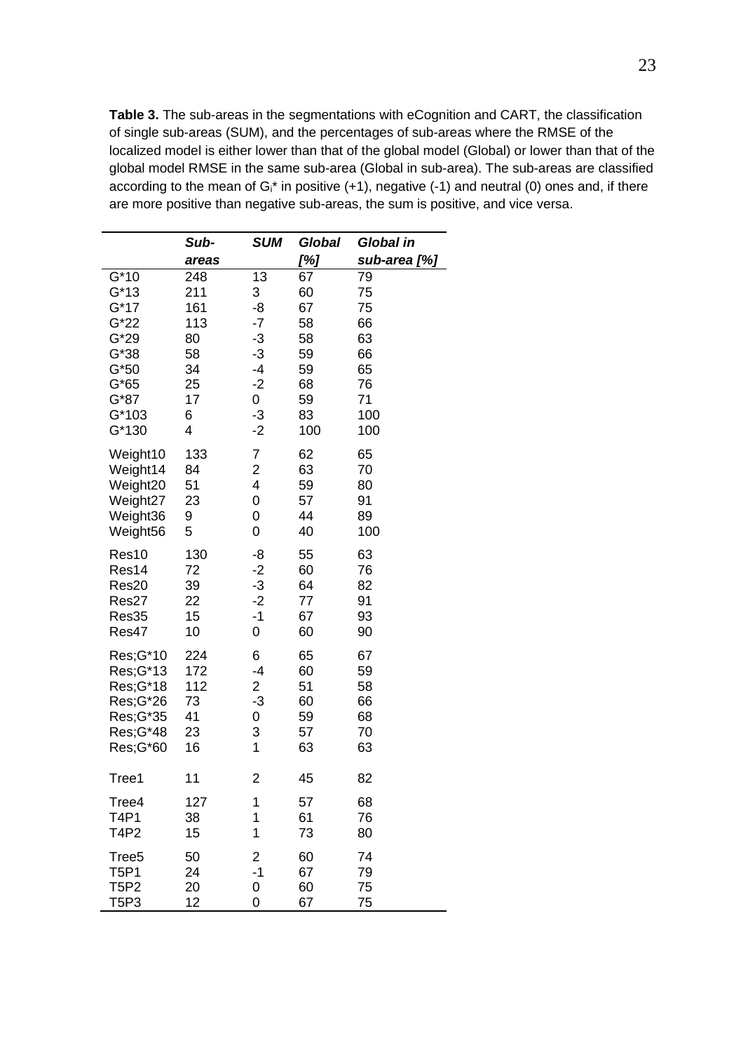**Table 3.** The sub-areas in the segmentations with eCognition and CART, the classification of single sub-areas (SUM), and the percentages of sub-areas where the RMSE of the localized model is either lower than that of the global model (Global) or lower than that of the global model RMSE in the same sub-area (Global in sub-area). The sub-areas are classified according to the mean of $G_i$* in positive (+1), negative (-1) and neutral (0) ones and, if there are more positive than negative sub-areas, the sum is positive, and vice versa.

| | *Sub-areas* | *SUM* | *Global [%]* | *Global in sub-area [%]* |
|---|---|---|---|---|
| G*10 | 248 | 13 | 67 | 79 |
| G*13 | 211 | 3 | 60 | 75 |
| G*17 | 161 | -8 | 67 | 75 |
| G*22 | 113 | -7 | 58 | 66 |
| G*29 | 80 | -3 | 58 | 63 |
| G*38 | 58 | -3 | 59 | 66 |
| G*50 | 34 | -4 | 59 | 65 |
| G*65 | 25 | -2 | 68 | 76 |
| G*87 | 17 | 0 | 59 | 71 |
| G*103 | 6 | -3 | 83 | 100 |
| G*130 | 4 | -2 | 100 | 100 |
| Weight10 | 133 | 7 | 62 | 65 |
| Weight14 | 84 | 2 | 63 | 70 |
| Weight20 | 51 | 4 | 59 | 80 |
| Weight27 | 23 | 0 | 57 | 91 |
| Weight36 | 9 | 0 | 44 | 89 |
| Weight56 | 5 | 0 | 40 | 100 |
| Res10 | 130 | -8 | 55 | 63 |
| Res14 | 72 | -2 | 60 | 76 |
| Res20 | 39 | -3 | 64 | 82 |
| Res27 | 22 | -2 | 77 | 91 |
| Res35 | 15 | -1 | 67 | 93 |
| Res47 | 10 | 0 | 60 | 90 |
| Res;G*10 | 224 | 6 | 65 | 67 |
| Res;G*13 | 172 | -4 | 60 | 59 |
| Res;G*18 | 112 | 2 | 51 | 58 |
| Res;G*26 | 73 | -3 | 60 | 66 |
| Res;G*35 | 41 | 0 | 59 | 68 |
| Res;G*48 | 23 | 3 | 57 | 70 |
| Res;G*60 | 16 | 1 | 63 | 63 |
| Tree1 | 11 | 2 | 45 | 82 |
| Tree4 | 127 | 1 | 57 | 68 |
| T4P1 | 38 | 1 | 61 | 76 |
| T4P2 | 15 | 1 | 73 | 80 |
| Tree5 | 50 | 2 | 60 | 74 |
| T5P1 | 24 | -1 | 67 | 79 |
| T5P2 | 20 | 0 | 60 | 75 |
| T5P3 | 12 | 0 | 67 | 75 |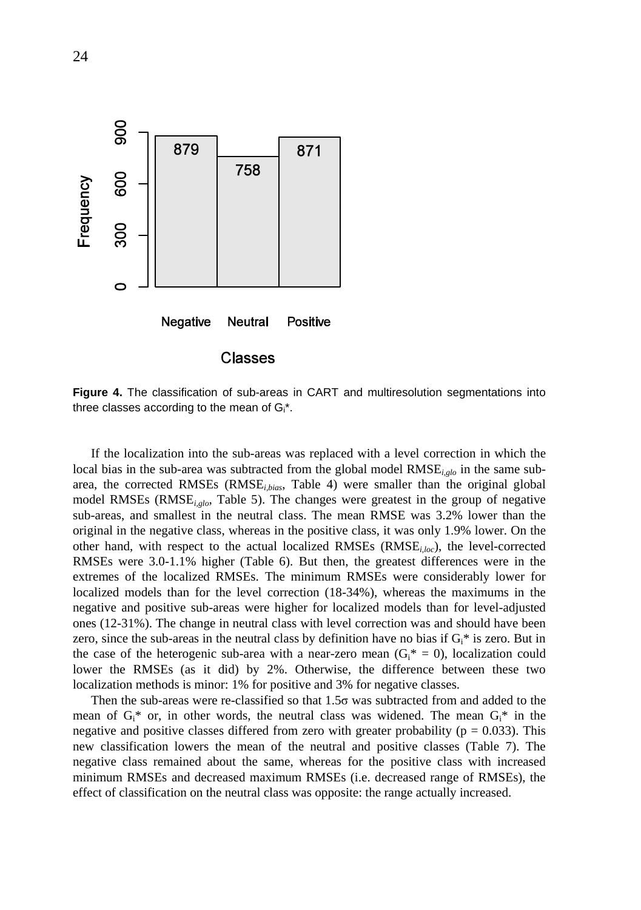**Figure 4.** The classification of sub-areas in CART and multiresolution segmentations into three classes according to the mean of $G_i$*.

If the localization into the sub-areas was replaced with a level correction in which the local bias in the sub-area was subtracted from the global model $RMSE_{i,glo}$ in the same sub-area, the corrected RMSEs ($RMSE_{i,bias}$, Table 4) were smaller than the original global model RMSEs ($RMSE_{i,glo}$, Table 5). The changes were greatest in the group of negative sub-areas, and smallest in the neutral class. The mean RMSE was 3.2% lower than the original in the negative class, whereas in the positive class, it was only 1.9% lower. On the other hand, with respect to the actual localized RMSEs ($RMSE_{i,loc}$), the level-corrected RMSEs were 3.0-1.1% higher (Table 6). But then, the greatest differences were in the extremes of the localized RMSEs. The minimum RMSEs were considerably lower for localized models than for the level correction (18-34%), whereas the maximums in the negative and positive sub-areas were higher for localized models than for level-adjusted ones (12-31%). The change in neutral class with level correction was and should have been zero, since the sub-areas in the neutral class by definition have no bias if $G_i$* is zero. But in the case of the heterogenic sub-area with a near-zero mean ($G_i$* = 0), localization could lower the RMSEs (as it did) by 2%. Otherwise, the difference between these two localization methods is minor: 1% for positive and 3% for negative classes.

Then the sub-areas were re-classified so that 1.5$\sigma$ was subtracted from and added to the mean of $G_i$* or, in other words, the neutral class was widened. The mean $G_i$* in the negative and positive classes differed from zero with greater probability ($p = 0.033$). This new classification lowers the mean of the neutral and positive classes (Table 7). The negative class remained about the same, whereas for the positive class with increased minimum RMSEs and decreased maximum RMSEs (i.e. decreased range of RMSEs), the effect of classification on the neutral class was opposite: the range actually increased.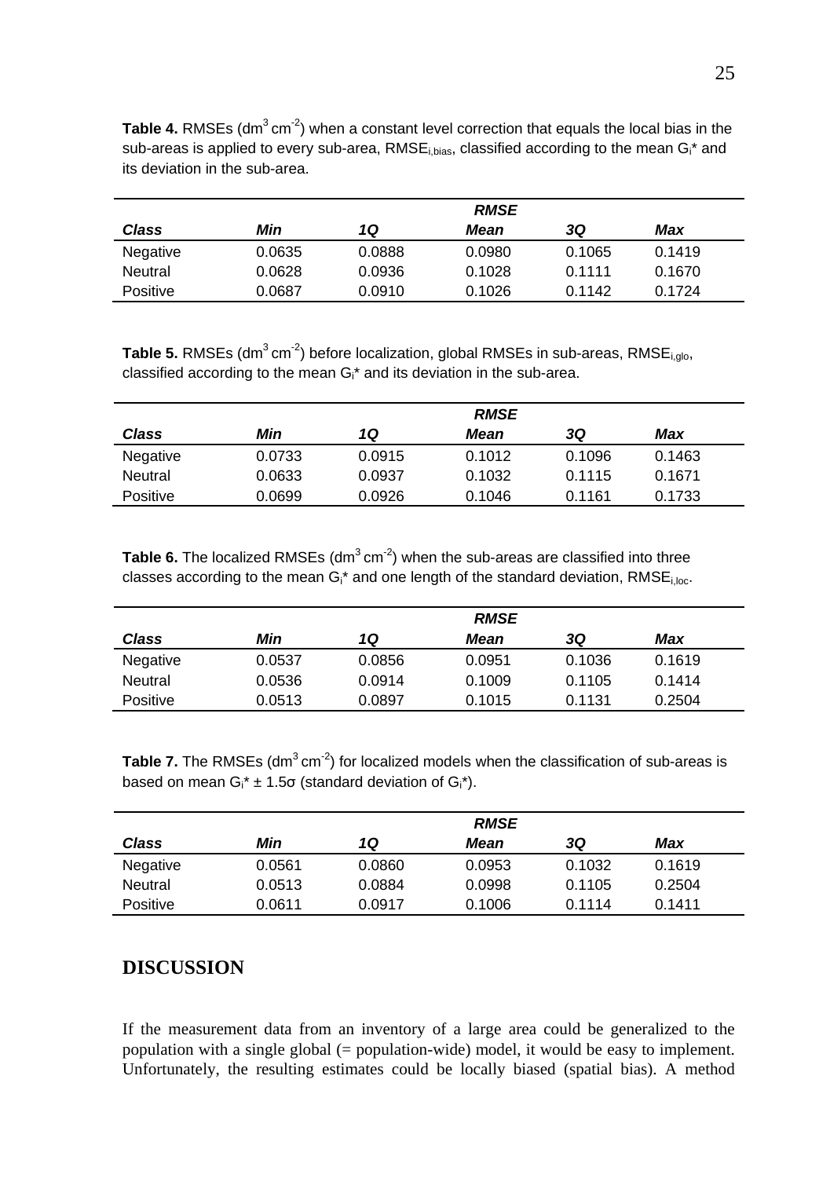**Table 4.** RMSEs ($dm^3\,cm^{-2}$) when a constant level correction that equals the local bias in the sub-areas is applied to every sub-area, $RMSE_{i,bias}$, classified according to the mean $G_i$* and its deviation in the sub-area.

| | | | *RMSE* | | |
|---|---|---|---|---|---|
| ***Class*** | ***Min*** | ***1Q*** | ***Mean*** | ***3Q*** | ***Max*** |
| Negative | 0.0635 | 0.0888 | 0.0980 | 0.1065 | 0.1419 |
| Neutral | 0.0628 | 0.0936 | 0.1028 | 0.1111 | 0.1670 |
| Positive | 0.0687 | 0.0910 | 0.1026 | 0.1142 | 0.1724 |

**Table 5.** RMSEs ($dm^3\,cm^{-2}$) before localization, global RMSEs in sub-areas, $RMSE_{i,glo}$, classified according to the mean $G_i$* and its deviation in the sub-area.

| | | | *RMSE* | | |
|---|---|---|---|---|---|
| ***Class*** | ***Min*** | ***1Q*** | ***Mean*** | ***3Q*** | ***Max*** |
| Negative | 0.0733 | 0.0915 | 0.1012 | 0.1096 | 0.1463 |
| Neutral | 0.0633 | 0.0937 | 0.1032 | 0.1115 | 0.1671 |
| Positive | 0.0699 | 0.0926 | 0.1046 | 0.1161 | 0.1733 |

**Table 6.** The localized RMSEs ($dm^3\,cm^{-2}$) when the sub-areas are classified into three classes according to the mean $G_i$* and one length of the standard deviation, $RMSE_{i,loc}$.

| | | | *RMSE* | | |
|---|---|---|---|---|---|
| ***Class*** | ***Min*** | ***1Q*** | ***Mean*** | ***3Q*** | ***Max*** |
| Negative | 0.0537 | 0.0856 | 0.0951 | 0.1036 | 0.1619 |
| Neutral | 0.0536 | 0.0914 | 0.1009 | 0.1105 | 0.1414 |
| Positive | 0.0513 | 0.0897 | 0.1015 | 0.1131 | 0.2504 |

**Table 7.** The RMSEs ($dm^3\,cm^{-2}$) for localized models when the classification of sub-areas is based on mean $G_i$* ± 1.5σ (standard deviation of $G_i$*).

| | | | *RMSE* | | |
|---|---|---|---|---|---|
| ***Class*** | ***Min*** | ***1Q*** | ***Mean*** | ***3Q*** | ***Max*** |
| Negative | 0.0561 | 0.0860 | 0.0953 | 0.1032 | 0.1619 |
| Neutral | 0.0513 | 0.0884 | 0.0998 | 0.1105 | 0.2504 |
| Positive | 0.0611 | 0.0917 | 0.1006 | 0.1114 | 0.1411 |

## DISCUSSION

If the measurement data from an inventory of a large area could be generalized to the population with a single global (= population-wide) model, it would be easy to implement. Unfortunately, the resulting estimates could be locally biased (spatial bias). A method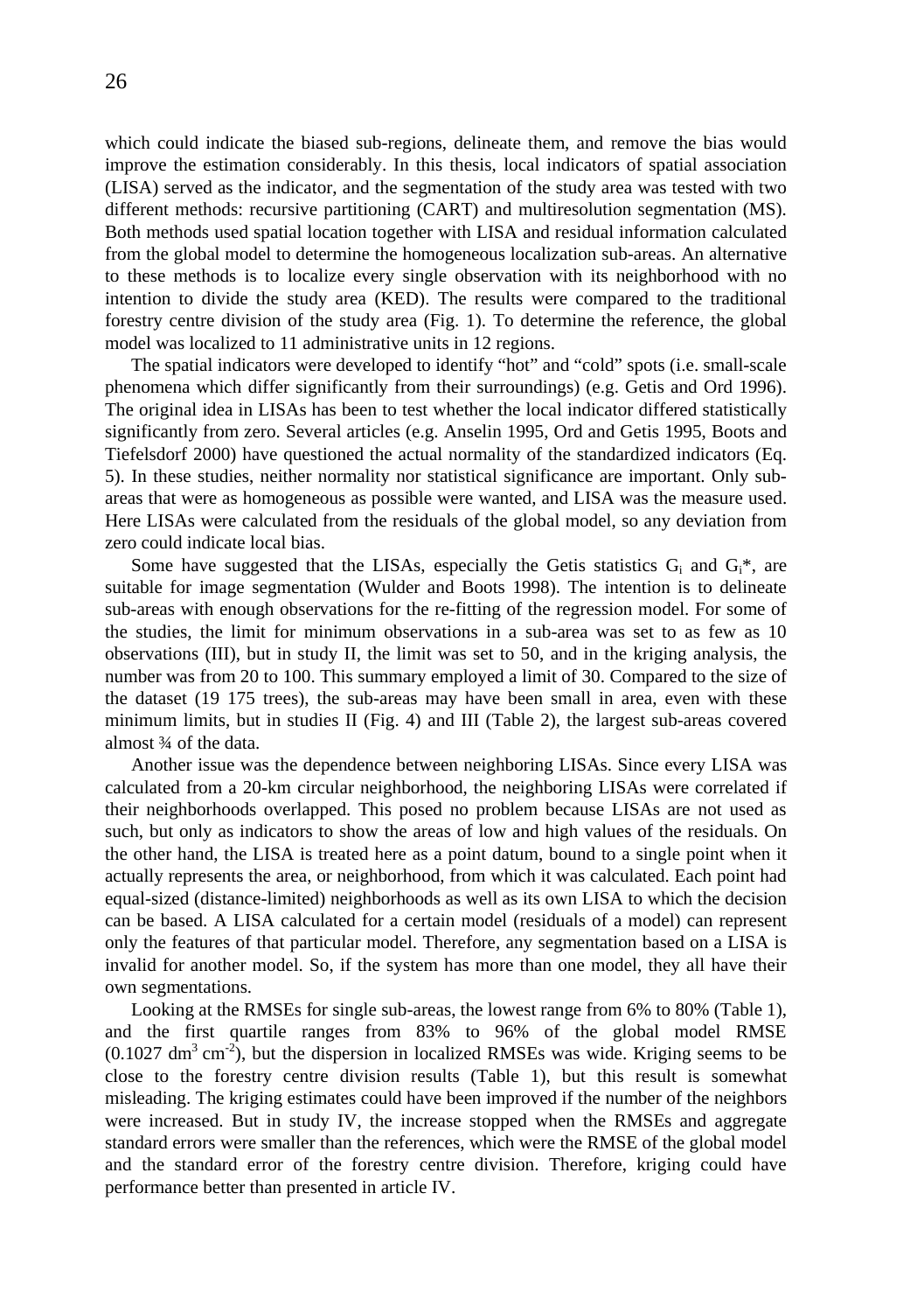which could indicate the biased sub-regions, delineate them, and remove the bias would improve the estimation considerably. In this thesis, local indicators of spatial association (LISA) served as the indicator, and the segmentation of the study area was tested with two different methods: recursive partitioning (CART) and multiresolution segmentation (MS). Both methods used spatial location together with LISA and residual information calculated from the global model to determine the homogeneous localization sub-areas. An alternative to these methods is to localize every single observation with its neighborhood with no intention to divide the study area (KED). The results were compared to the traditional forestry centre division of the study area (Fig. 1). To determine the reference, the global model was localized to 11 administrative units in 12 regions.

The spatial indicators were developed to identify "hot" and "cold" spots (i.e. small-scale phenomena which differ significantly from their surroundings) (e.g. Getis and Ord 1996). The original idea in LISAs has been to test whether the local indicator differed statistically significantly from zero. Several articles (e.g. Anselin 1995, Ord and Getis 1995, Boots and Tiefelsdorf 2000) have questioned the actual normality of the standardized indicators (Eq. 5). In these studies, neither normality nor statistical significance are important. Only sub-areas that were as homogeneous as possible were wanted, and LISA was the measure used. Here LISAs were calculated from the residuals of the global model, so any deviation from zero could indicate local bias.

Some have suggested that the LISAs, especially the Getis statistics $G_i$ and $G_i^*$, are suitable for image segmentation (Wulder and Boots 1998). The intention is to delineate sub-areas with enough observations for the re-fitting of the regression model. For some of the studies, the limit for minimum observations in a sub-area was set to as few as 10 observations (III), but in study II, the limit was set to 50, and in the kriging analysis, the number was from 20 to 100. This summary employed a limit of 30. Compared to the size of the dataset (19 175 trees), the sub-areas may have been small in area, even with these minimum limits, but in studies II (Fig. 4) and III (Table 2), the largest sub-areas covered almost ¾ of the data.

Another issue was the dependence between neighboring LISAs. Since every LISA was calculated from a 20-km circular neighborhood, the neighboring LISAs were correlated if their neighborhoods overlapped. This posed no problem because LISAs are not used as such, but only as indicators to show the areas of low and high values of the residuals. On the other hand, the LISA is treated here as a point datum, bound to a single point when it actually represents the area, or neighborhood, from which it was calculated. Each point had equal-sized (distance-limited) neighborhoods as well as its own LISA to which the decision can be based. A LISA calculated for a certain model (residuals of a model) can represent only the features of that particular model. Therefore, any segmentation based on a LISA is invalid for another model. So, if the system has more than one model, they all have their own segmentations.

Looking at the RMSEs for single sub-areas, the lowest range from 6% to 80% (Table 1), and the first quartile ranges from 83% to 96% of the global model RMSE ($0.1027$ $dm^3$ $cm^{-2}$), but the dispersion in localized RMSEs was wide. Kriging seems to be close to the forestry centre division results (Table 1), but this result is somewhat misleading. The kriging estimates could have been improved if the number of the neighbors were increased. But in study IV, the increase stopped when the RMSEs and aggregate standard errors were smaller than the references, which were the RMSE of the global model and the standard error of the forestry centre division. Therefore, kriging could have performance better than presented in article IV.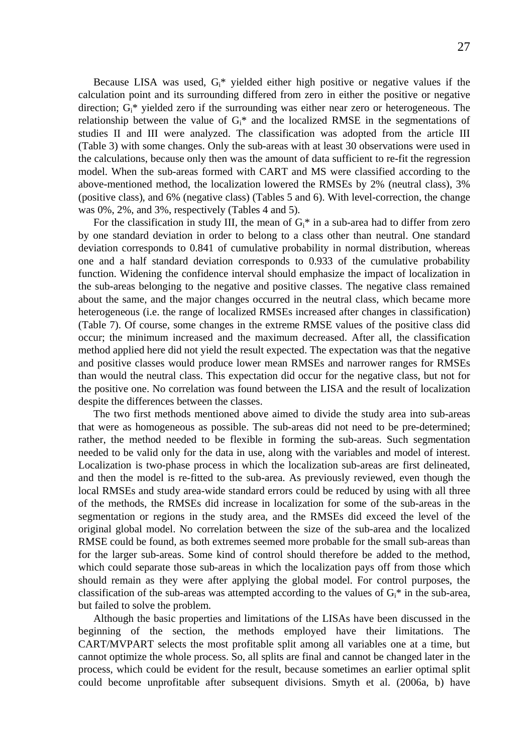Because LISA was used, $G_i$* yielded either high positive or negative values if the calculation point and its surrounding differed from zero in either the positive or negative direction; $G_i$* yielded zero if the surrounding was either near zero or heterogeneous. The relationship between the value of $G_i$* and the localized RMSE in the segmentations of studies II and III were analyzed. The classification was adopted from the article III (Table 3) with some changes. Only the sub-areas with at least 30 observations were used in the calculations, because only then was the amount of data sufficient to re-fit the regression model. When the sub-areas formed with CART and MS were classified according to the above-mentioned method, the localization lowered the RMSEs by 2% (neutral class), 3% (positive class), and 6% (negative class) (Tables 5 and 6). With level-correction, the change was 0%, 2%, and 3%, respectively (Tables 4 and 5).

For the classification in study III, the mean of $G_i$* in a sub-area had to differ from zero by one standard deviation in order to belong to a class other than neutral. One standard deviation corresponds to 0.841 of cumulative probability in normal distribution, whereas one and a half standard deviation corresponds to 0.933 of the cumulative probability function. Widening the confidence interval should emphasize the impact of localization in the sub-areas belonging to the negative and positive classes. The negative class remained about the same, and the major changes occurred in the neutral class, which became more heterogeneous (i.e. the range of localized RMSEs increased after changes in classification) (Table 7). Of course, some changes in the extreme RMSE values of the positive class did occur; the minimum increased and the maximum decreased. After all, the classification method applied here did not yield the result expected. The expectation was that the negative and positive classes would produce lower mean RMSEs and narrower ranges for RMSEs than would the neutral class. This expectation did occur for the negative class, but not for the positive one. No correlation was found between the LISA and the result of localization despite the differences between the classes.

The two first methods mentioned above aimed to divide the study area into sub-areas that were as homogeneous as possible. The sub-areas did not need to be pre-determined; rather, the method needed to be flexible in forming the sub-areas. Such segmentation needed to be valid only for the data in use, along with the variables and model of interest. Localization is two-phase process in which the localization sub-areas are first delineated, and then the model is re-fitted to the sub-area. As previously reviewed, even though the local RMSEs and study area-wide standard errors could be reduced by using with all three of the methods, the RMSEs did increase in localization for some of the sub-areas in the segmentation or regions in the study area, and the RMSEs did exceed the level of the original global model. No correlation between the size of the sub-area and the localized RMSE could be found, as both extremes seemed more probable for the small sub-areas than for the larger sub-areas. Some kind of control should therefore be added to the method, which could separate those sub-areas in which the localization pays off from those which should remain as they were after applying the global model. For control purposes, the classification of the sub-areas was attempted according to the values of $G_i$* in the sub-area, but failed to solve the problem.

Although the basic properties and limitations of the LISAs have been discussed in the beginning of the section, the methods employed have their limitations. The CART/MVPART selects the most profitable split among all variables one at a time, but cannot optimize the whole process. So, all splits are final and cannot be changed later in the process, which could be evident for the result, because sometimes an earlier optimal split could become unprofitable after subsequent divisions. Smyth et al. (2006a, b) have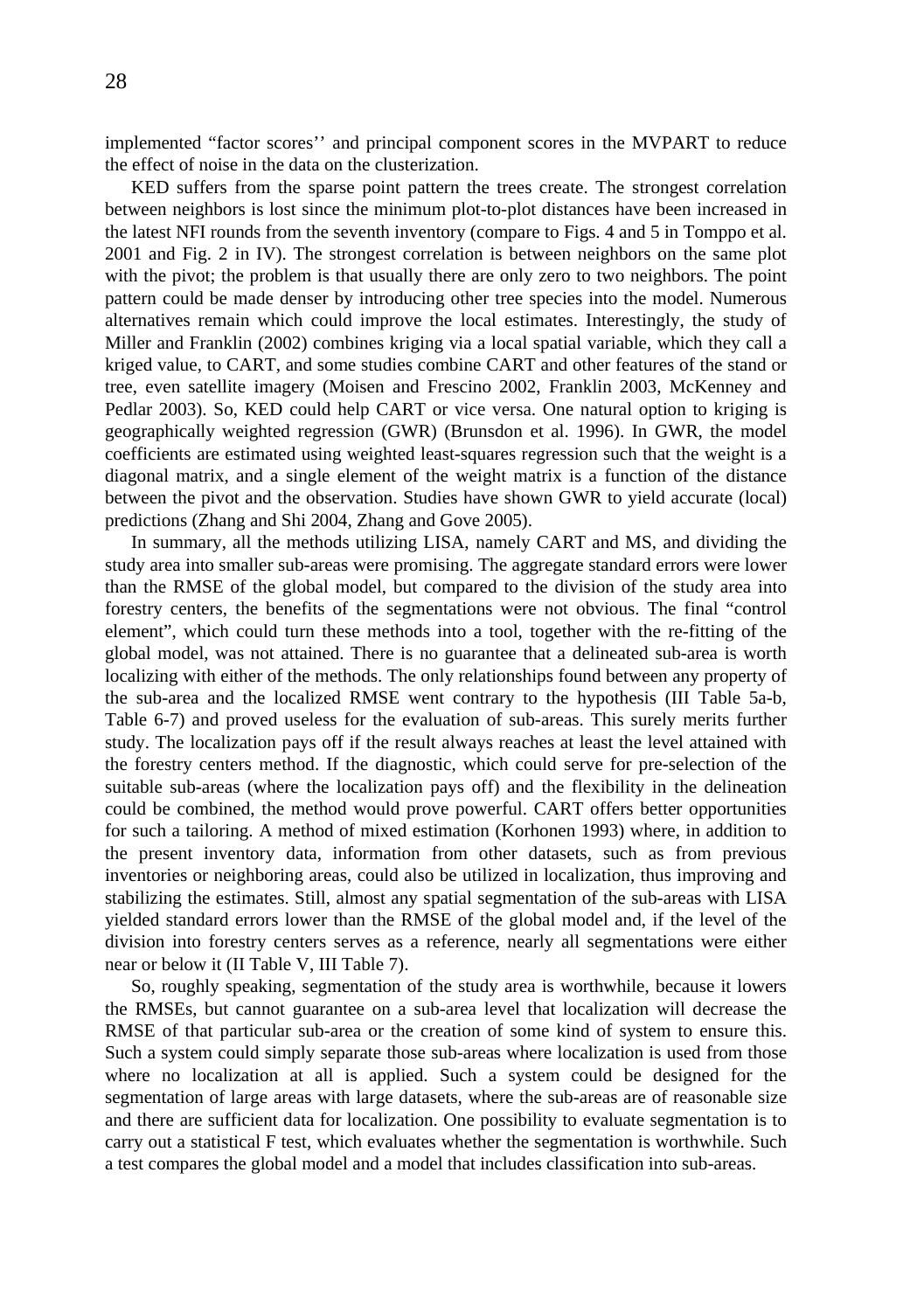implemented "factor scores'' and principal component scores in the MVPART to reduce the effect of noise in the data on the clusterization.

KED suffers from the sparse point pattern the trees create. The strongest correlation between neighbors is lost since the minimum plot-to-plot distances have been increased in the latest NFI rounds from the seventh inventory (compare to Figs. 4 and 5 in Tomppo et al. 2001 and Fig. 2 in IV). The strongest correlation is between neighbors on the same plot with the pivot; the problem is that usually there are only zero to two neighbors. The point pattern could be made denser by introducing other tree species into the model. Numerous alternatives remain which could improve the local estimates. Interestingly, the study of Miller and Franklin (2002) combines kriging via a local spatial variable, which they call a kriged value, to CART, and some studies combine CART and other features of the stand or tree, even satellite imagery (Moisen and Frescino 2002, Franklin 2003, McKenney and Pedlar 2003). So, KED could help CART or vice versa. One natural option to kriging is geographically weighted regression (GWR) (Brunsdon et al. 1996). In GWR, the model coefficients are estimated using weighted least-squares regression such that the weight is a diagonal matrix, and a single element of the weight matrix is a function of the distance between the pivot and the observation. Studies have shown GWR to yield accurate (local) predictions (Zhang and Shi 2004, Zhang and Gove 2005).

In summary, all the methods utilizing LISA, namely CART and MS, and dividing the study area into smaller sub-areas were promising. The aggregate standard errors were lower than the RMSE of the global model, but compared to the division of the study area into forestry centers, the benefits of the segmentations were not obvious. The final "control element", which could turn these methods into a tool, together with the re-fitting of the global model, was not attained. There is no guarantee that a delineated sub-area is worth localizing with either of the methods. The only relationships found between any property of the sub-area and the localized RMSE went contrary to the hypothesis (III Table 5a-b, Table 6-7) and proved useless for the evaluation of sub-areas. This surely merits further study. The localization pays off if the result always reaches at least the level attained with the forestry centers method. If the diagnostic, which could serve for pre-selection of the suitable sub-areas (where the localization pays off) and the flexibility in the delineation could be combined, the method would prove powerful. CART offers better opportunities for such a tailoring. A method of mixed estimation (Korhonen 1993) where, in addition to the present inventory data, information from other datasets, such as from previous inventories or neighboring areas, could also be utilized in localization, thus improving and stabilizing the estimates. Still, almost any spatial segmentation of the sub-areas with LISA yielded standard errors lower than the RMSE of the global model and, if the level of the division into forestry centers serves as a reference, nearly all segmentations were either near or below it (II Table V, III Table 7).

So, roughly speaking, segmentation of the study area is worthwhile, because it lowers the RMSEs, but cannot guarantee on a sub-area level that localization will decrease the RMSE of that particular sub-area or the creation of some kind of system to ensure this. Such a system could simply separate those sub-areas where localization is used from those where no localization at all is applied. Such a system could be designed for the segmentation of large areas with large datasets, where the sub-areas are of reasonable size and there are sufficient data for localization. One possibility to evaluate segmentation is to carry out a statistical F test, which evaluates whether the segmentation is worthwhile. Such a test compares the global model and a model that includes classification into sub-areas.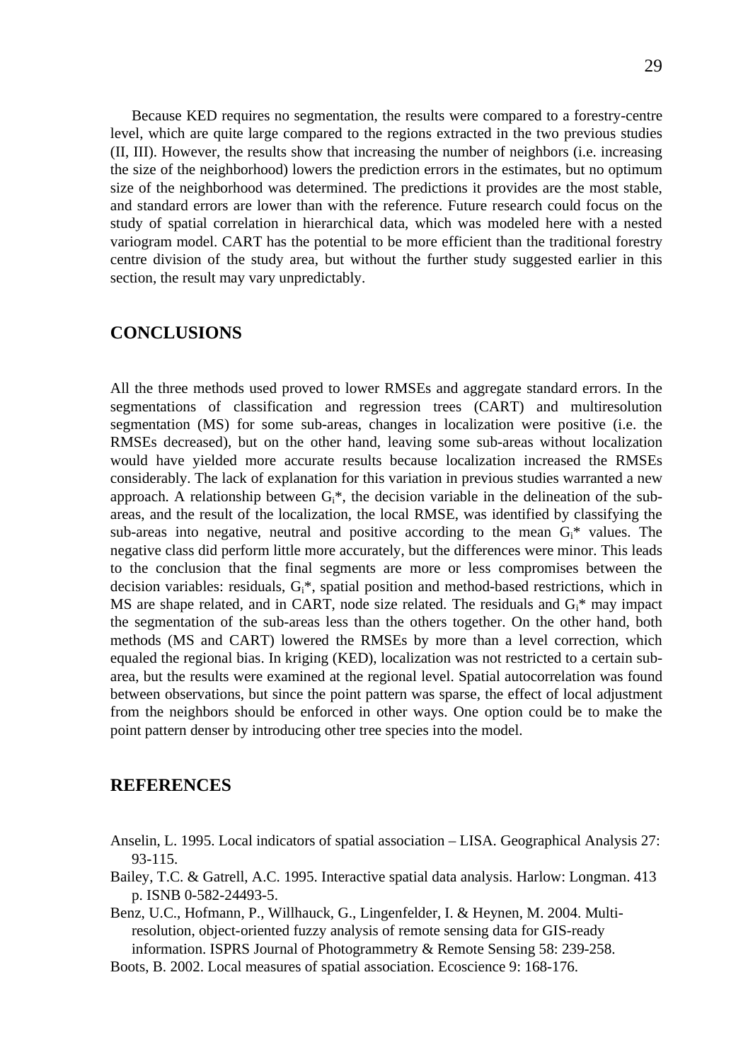Because KED requires no segmentation, the results were compared to a forestry-centre level, which are quite large compared to the regions extracted in the two previous studies (II, III). However, the results show that increasing the number of neighbors (i.e. increasing the size of the neighborhood) lowers the prediction errors in the estimates, but no optimum size of the neighborhood was determined. The predictions it provides are the most stable, and standard errors are lower than with the reference. Future research could focus on the study of spatial correlation in hierarchical data, which was modeled here with a nested variogram model. CART has the potential to be more efficient than the traditional forestry centre division of the study area, but without the further study suggested earlier in this section, the result may vary unpredictably.

## CONCLUSIONS

All the three methods used proved to lower RMSEs and aggregate standard errors. In the segmentations of classification and regression trees (CART) and multiresolution segmentation (MS) for some sub-areas, changes in localization were positive (i.e. the RMSEs decreased), but on the other hand, leaving some sub-areas without localization would have yielded more accurate results because localization increased the RMSEs considerably. The lack of explanation for this variation in previous studies warranted a new approach. A relationship between $G_i$*, the decision variable in the delineation of the sub-areas, and the result of the localization, the local RMSE, was identified by classifying the sub-areas into negative, neutral and positive according to the mean $G_i$* values. The negative class did perform little more accurately, but the differences were minor. This leads to the conclusion that the final segments are more or less compromises between the decision variables: residuals, $G_i$*, spatial position and method-based restrictions, which in MS are shape related, and in CART, node size related. The residuals and $G_i$* may impact the segmentation of the sub-areas less than the others together. On the other hand, both methods (MS and CART) lowered the RMSEs by more than a level correction, which equaled the regional bias. In kriging (KED), localization was not restricted to a certain sub-area, but the results were examined at the regional level. Spatial autocorrelation was found between observations, but since the point pattern was sparse, the effect of local adjustment from the neighbors should be enforced in other ways. One option could be to make the point pattern denser by introducing other tree species into the model.

## REFERENCES

Anselin, L. 1995. Local indicators of spatial association – LISA. Geographical Analysis 27: 93-115.

Bailey, T.C. & Gatrell, A.C. 1995. Interactive spatial data analysis. Harlow: Longman. 413 p. ISNB 0-582-24493-5.

Benz, U.C., Hofmann, P., Willhauck, G., Lingenfelder, I. & Heynen, M. 2004. Multi-resolution, object-oriented fuzzy analysis of remote sensing data for GIS-ready information. ISPRS Journal of Photogrammetry & Remote Sensing 58: 239-258.

Boots, B. 2002. Local measures of spatial association. Ecoscience 9: 168-176.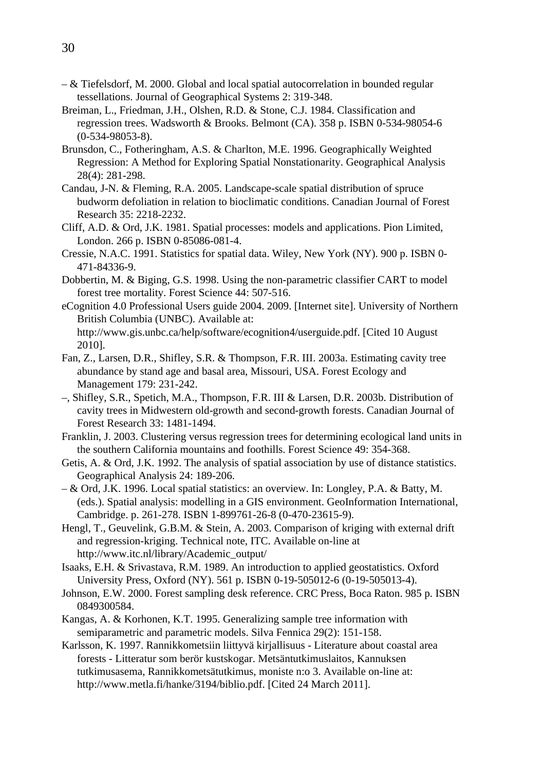– & Tiefelsdorf, M. 2000. Global and local spatial autocorrelation in bounded regular tessellations. Journal of Geographical Systems 2: 319-348.

Breiman, L., Friedman, J.H., Olshen, R.D. & Stone, C.J. 1984. Classification and regression trees. Wadsworth & Brooks. Belmont (CA). 358 p. ISBN 0-534-98054-6 (0-534-98053-8).

Brunsdon, C., Fotheringham, A.S. & Charlton, M.E. 1996. Geographically Weighted Regression: A Method for Exploring Spatial Nonstationarity. Geographical Analysis 28(4): 281-298.

Candau, J-N. & Fleming, R.A. 2005. Landscape-scale spatial distribution of spruce budworm defoliation in relation to bioclimatic conditions. Canadian Journal of Forest Research 35: 2218-2232.

Cliff, A.D. & Ord, J.K. 1981. Spatial processes: models and applications. Pion Limited, London. 266 p. ISBN 0-85086-081-4.

Cressie, N.A.C. 1991. Statistics for spatial data. Wiley, New York (NY). 900 p. ISBN 0-471-84336-9.

Dobbertin, M. & Biging, G.S. 1998. Using the non-parametric classifier CART to model forest tree mortality. Forest Science 44: 507-516.

eCognition 4.0 Professional Users guide 2004. 2009. [Internet site]. University of Northern British Columbia (UNBC). Available at: http://www.gis.unbc.ca/help/software/ecognition4/userguide.pdf. [Cited 10 August 2010].

Fan, Z., Larsen, D.R., Shifley, S.R. & Thompson, F.R. III. 2003a. Estimating cavity tree abundance by stand age and basal area, Missouri, USA. Forest Ecology and Management 179: 231-242.

–, Shifley, S.R., Spetich, M.A., Thompson, F.R. III & Larsen, D.R. 2003b. Distribution of cavity trees in Midwestern old-growth and second-growth forests. Canadian Journal of Forest Research 33: 1481-1494.

Franklin, J. 2003. Clustering versus regression trees for determining ecological land units in the southern California mountains and foothills. Forest Science 49: 354-368.

Getis, A. & Ord, J.K. 1992. The analysis of spatial association by use of distance statistics. Geographical Analysis 24: 189-206.

– & Ord, J.K. 1996. Local spatial statistics: an overview. In: Longley, P.A. & Batty, M. (eds.). Spatial analysis: modelling in a GIS environment. GeoInformation International, Cambridge. p. 261-278. ISBN 1-899761-26-8 (0-470-23615-9).

Hengl, T., Geuvelink, G.B.M. & Stein, A. 2003. Comparison of kriging with external drift and regression-kriging. Technical note, ITC. Available on-line at http://www.itc.nl/library/Academic_output/

Isaaks, E.H. & Srivastava, R.M. 1989. An introduction to applied geostatistics. Oxford University Press, Oxford (NY). 561 p. ISBN 0-19-505012-6 (0-19-505013-4).

Johnson, E.W. 2000. Forest sampling desk reference. CRC Press, Boca Raton. 985 p. ISBN 0849300584.

Kangas, A. & Korhonen, K.T. 1995. Generalizing sample tree information with semiparametric and parametric models. Silva Fennica 29(2): 151-158.

Karlsson, K. 1997. Rannikkometsiin liittyvä kirjallisuus - Literature about coastal area forests - Litteratur som berör kustskogar. Metsäntutkimuslaitos, Kannuksen tutkimusasema, Rannikkometsätutkimus, moniste n:o 3. Available on-line at: http://www.metla.fi/hanke/3194/biblio.pdf. [Cited 24 March 2011].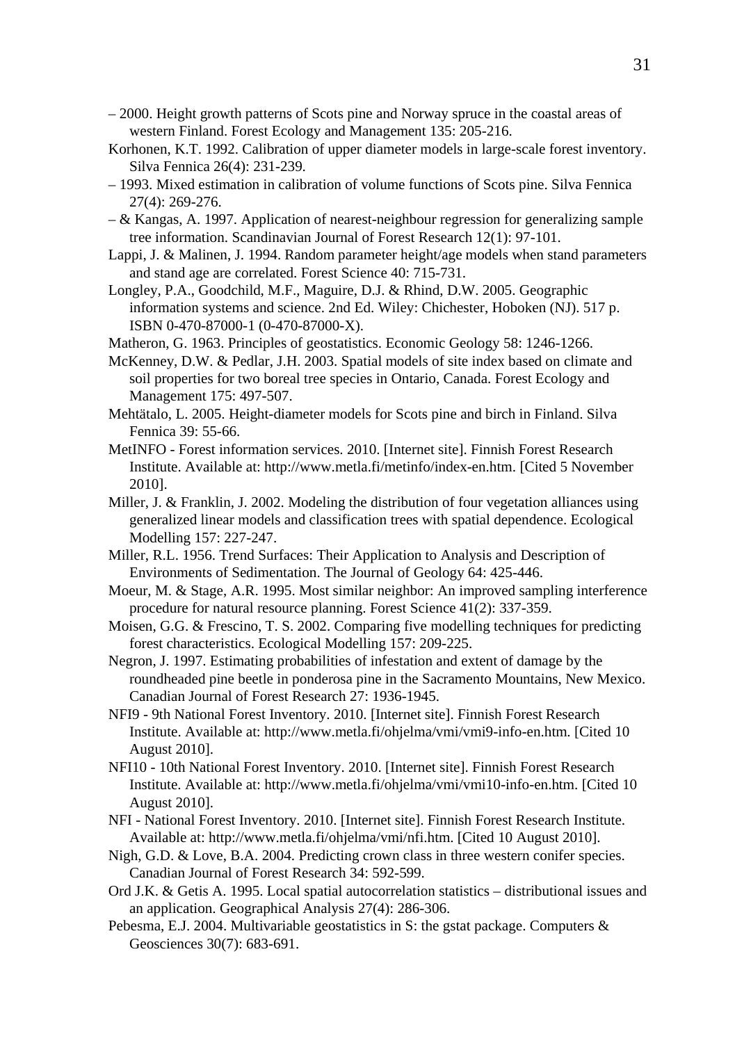– 2000. Height growth patterns of Scots pine and Norway spruce in the coastal areas of western Finland. Forest Ecology and Management 135: 205-216.

Korhonen, K.T. 1992. Calibration of upper diameter models in large-scale forest inventory. Silva Fennica 26(4): 231-239.

– 1993. Mixed estimation in calibration of volume functions of Scots pine. Silva Fennica 27(4): 269-276.

– & Kangas, A. 1997. Application of nearest-neighbour regression for generalizing sample tree information. Scandinavian Journal of Forest Research 12(1): 97-101.

Lappi, J. & Malinen, J. 1994. Random parameter height/age models when stand parameters and stand age are correlated. Forest Science 40: 715-731.

Longley, P.A., Goodchild, M.F., Maguire, D.J. & Rhind, D.W. 2005. Geographic information systems and science. 2nd Ed. Wiley: Chichester, Hoboken (NJ). 517 p. ISBN 0-470-87000-1 (0-470-87000-X).

Matheron, G. 1963. Principles of geostatistics. Economic Geology 58: 1246-1266.

McKenney, D.W. & Pedlar, J.H. 2003. Spatial models of site index based on climate and soil properties for two boreal tree species in Ontario, Canada. Forest Ecology and Management 175: 497-507.

Mehtätalo, L. 2005. Height-diameter models for Scots pine and birch in Finland. Silva Fennica 39: 55-66.

MetINFO - Forest information services. 2010. [Internet site]. Finnish Forest Research Institute. Available at: http://www.metla.fi/metinfo/index-en.htm. [Cited 5 November 2010].

Miller, J. & Franklin, J. 2002. Modeling the distribution of four vegetation alliances using generalized linear models and classification trees with spatial dependence. Ecological Modelling 157: 227-247.

Miller, R.L. 1956. Trend Surfaces: Their Application to Analysis and Description of Environments of Sedimentation. The Journal of Geology 64: 425-446.

Moeur, M. & Stage, A.R. 1995. Most similar neighbor: An improved sampling interference procedure for natural resource planning. Forest Science 41(2): 337-359.

Moisen, G.G. & Frescino, T. S. 2002. Comparing five modelling techniques for predicting forest characteristics. Ecological Modelling 157: 209-225.

Negron, J. 1997. Estimating probabilities of infestation and extent of damage by the roundheaded pine beetle in ponderosa pine in the Sacramento Mountains, New Mexico. Canadian Journal of Forest Research 27: 1936-1945.

NFI9 - 9th National Forest Inventory. 2010. [Internet site]. Finnish Forest Research Institute. Available at: http://www.metla.fi/ohjelma/vmi/vmi9-info-en.htm. [Cited 10 August 2010].

NFI10 - 10th National Forest Inventory. 2010. [Internet site]. Finnish Forest Research Institute. Available at: http://www.metla.fi/ohjelma/vmi/vmi10-info-en.htm. [Cited 10 August 2010].

NFI - National Forest Inventory. 2010. [Internet site]. Finnish Forest Research Institute. Available at: http://www.metla.fi/ohjelma/vmi/nfi.htm. [Cited 10 August 2010].

Nigh, G.D. & Love, B.A. 2004. Predicting crown class in three western conifer species. Canadian Journal of Forest Research 34: 592-599.

Ord J.K. & Getis A. 1995. Local spatial autocorrelation statistics – distributional issues and an application. Geographical Analysis 27(4): 286-306.

Pebesma, E.J. 2004. Multivariable geostatistics in S: the gstat package. Computers & Geosciences 30(7): 683-691.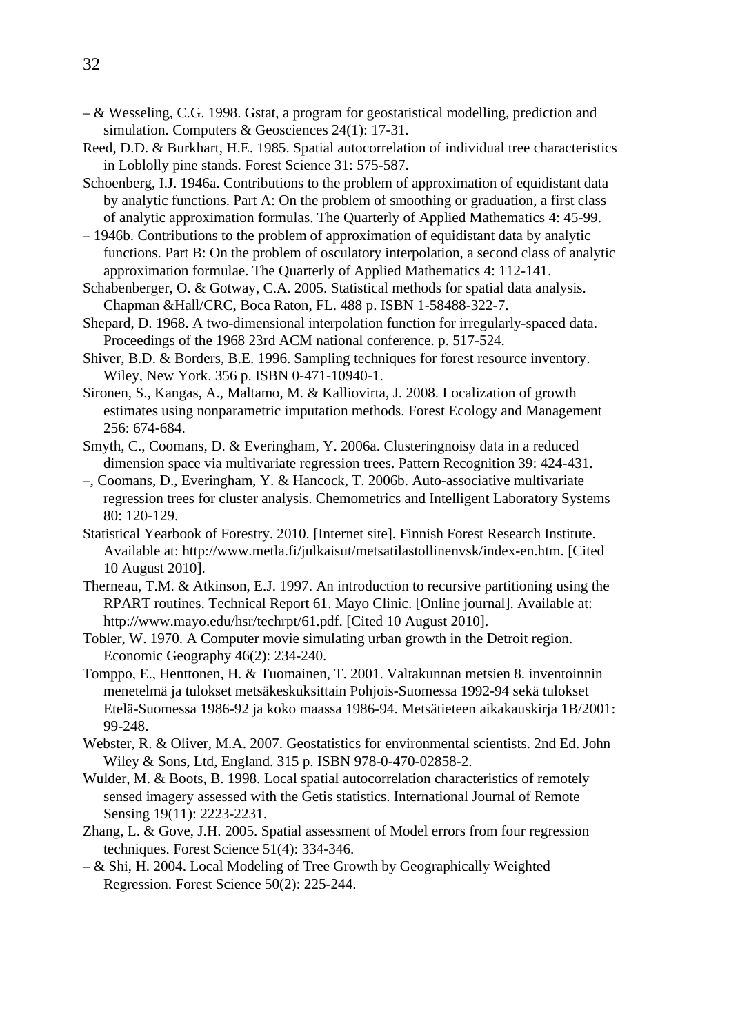– & Wesseling, C.G. 1998. Gstat, a program for geostatistical modelling, prediction and simulation. Computers & Geosciences 24(1): 17-31.

Reed, D.D. & Burkhart, H.E. 1985. Spatial autocorrelation of individual tree characteristics in Loblolly pine stands. Forest Science 31: 575-587.

Schoenberg, I.J. 1946a. Contributions to the problem of approximation of equidistant data by analytic functions. Part A: On the problem of smoothing or graduation, a first class of analytic approximation formulas. The Quarterly of Applied Mathematics 4: 45-99.

– 1946b. Contributions to the problem of approximation of equidistant data by analytic functions. Part B: On the problem of osculatory interpolation, a second class of analytic approximation formulae. The Quarterly of Applied Mathematics 4: 112-141.

Schabenberger, O. & Gotway, C.A. 2005. Statistical methods for spatial data analysis. Chapman &Hall/CRC, Boca Raton, FL. 488 p. ISBN 1-58488-322-7.

Shepard, D. 1968. A two-dimensional interpolation function for irregularly-spaced data. Proceedings of the 1968 23rd ACM national conference. p. 517-524.

Shiver, B.D. & Borders, B.E. 1996. Sampling techniques for forest resource inventory. Wiley, New York. 356 p. ISBN 0-471-10940-1.

Sironen, S., Kangas, A., Maltamo, M. & Kalliovirta, J. 2008. Localization of growth estimates using nonparametric imputation methods. Forest Ecology and Management 256: 674-684.

Smyth, C., Coomans, D. & Everingham, Y. 2006a. Clusteringnoisy data in a reduced dimension space via multivariate regression trees. Pattern Recognition 39: 424-431.

–, Coomans, D., Everingham, Y. & Hancock, T. 2006b. Auto-associative multivariate regression trees for cluster analysis. Chemometrics and Intelligent Laboratory Systems 80: 120-129.

Statistical Yearbook of Forestry. 2010. [Internet site]. Finnish Forest Research Institute. Available at: http://www.metla.fi/julkaisut/metsatilastollinenvsk/index-en.htm. [Cited 10 August 2010].

Therneau, T.M. & Atkinson, E.J. 1997. An introduction to recursive partitioning using the RPART routines. Technical Report 61. Mayo Clinic. [Online journal]. Available at: http://www.mayo.edu/hsr/techrpt/61.pdf. [Cited 10 August 2010].

Tobler, W. 1970. A Computer movie simulating urban growth in the Detroit region. Economic Geography 46(2): 234-240.

Tomppo, E., Henttonen, H. & Tuomainen, T. 2001. Valtakunnan metsien 8. inventoinnin menetelmä ja tulokset metsäkeskuksittain Pohjois-Suomessa 1992-94 sekä tulokset Etelä-Suomessa 1986-92 ja koko maassa 1986-94. Metsätieteen aikakauskirja 1B/2001: 99-248.

Webster, R. & Oliver, M.A. 2007. Geostatistics for environmental scientists. 2nd Ed. John Wiley & Sons, Ltd, England. 315 p. ISBN 978-0-470-02858-2.

Wulder, M. & Boots, B. 1998. Local spatial autocorrelation characteristics of remotely sensed imagery assessed with the Getis statistics. International Journal of Remote Sensing 19(11): 2223-2231.

Zhang, L. & Gove, J.H. 2005. Spatial assessment of Model errors from four regression techniques. Forest Science 51(4): 334-346.

– & Shi, H. 2004. Local Modeling of Tree Growth by Geographically Weighted Regression. Forest Science 50(2): 225-244.